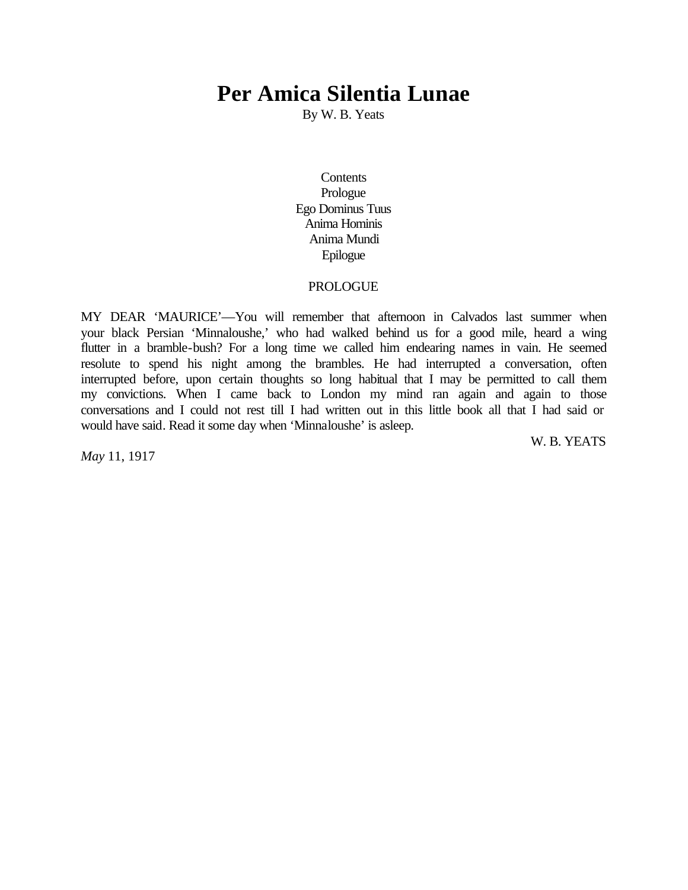# Per Amica Silentia Lunae

By W. B. Yeats

Contents
Prologue
Ego Dominus Tuus
Anima Hominis
Anima Mundi
Epilogue

## PROLOGUE

MY DEAR 'MAURICE'—You will remember that afternoon in Calvados last summer when your black Persian 'Minnaloushe,' who had walked behind us for a good mile, heard a wing flutter in a bramble-bush? For a long time we called him endearing names in vain. He seemed resolute to spend his night among the brambles. He had interrupted a conversation, often interrupted before, upon certain thoughts so long habitual that I may be permitted to call them my convictions. When I came back to London my mind ran again and again to those conversations and I could not rest till I had written out in this little book all that I had said or would have said. Read it some day when 'Minnaloushe' is asleep.

W. B. YEATS

*May* 11, 1917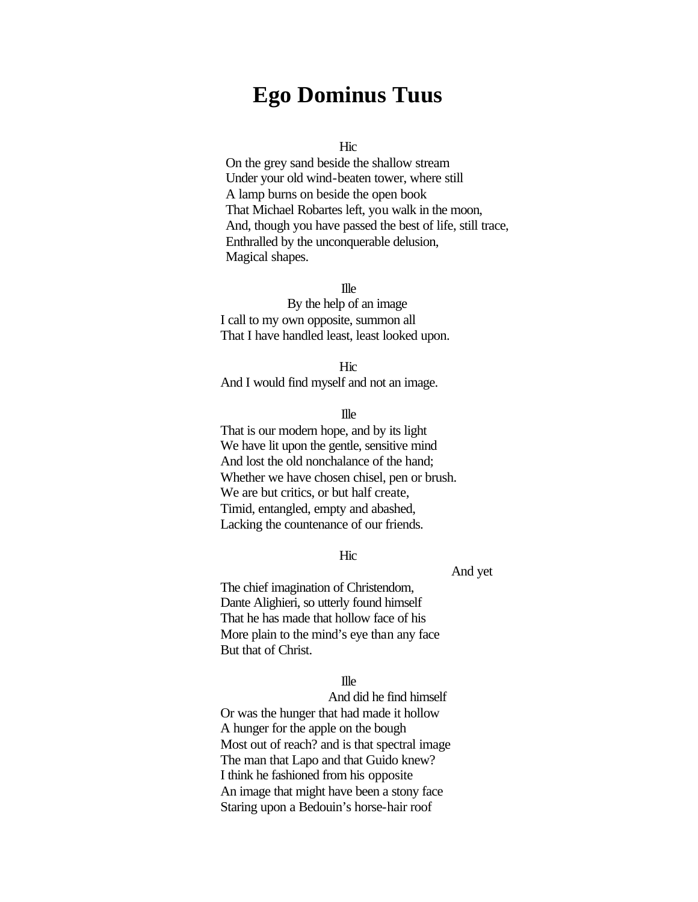# Ego Dominus Tuus

Hic

On the grey sand beside the shallow stream
Under your old wind-beaten tower, where still
A lamp burns on beside the open book
That Michael Robartes left, you walk in the moon,
And, though you have passed the best of life, still trace,
Enthralled by the unconquerable delusion,
Magical shapes.

Ille

By the help of an image
I call to my own opposite, summon all
That I have handled least, least looked upon.

Hic

And I would find myself and not an image.

Ille

That is our modern hope, and by its light
We have lit upon the gentle, sensitive mind
And lost the old nonchalance of the hand;
Whether we have chosen chisel, pen or brush.
We are but critics, or but half create,
Timid, entangled, empty and abashed,
Lacking the countenance of our friends.

Hic

And yet
The chief imagination of Christendom,
Dante Alighieri, so utterly found himself
That he has made that hollow face of his
More plain to the mind's eye than any face
But that of Christ.

Ille

And did he find himself
Or was the hunger that had made it hollow
A hunger for the apple on the bough
Most out of reach? and is that spectral image
The man that Lapo and that Guido knew?
I think he fashioned from his opposite
An image that might have been a stony face
Staring upon a Bedouin's horse-hair roof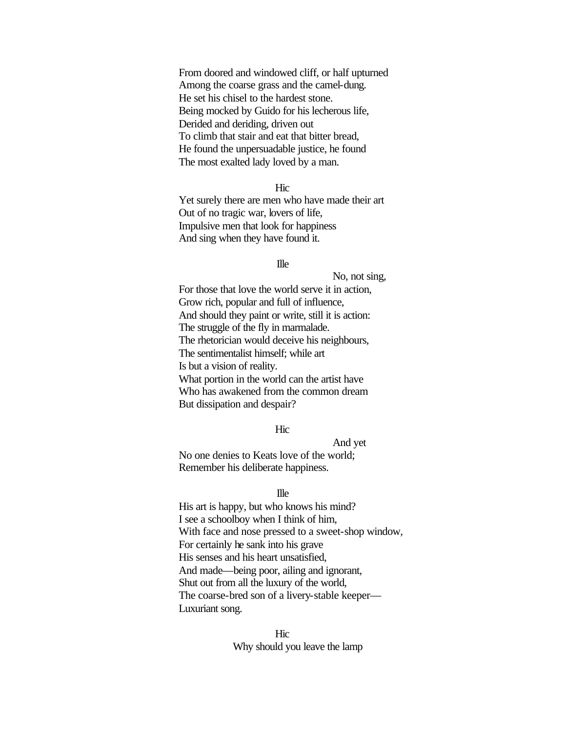From doored and windowed cliff, or half upturned
Among the coarse grass and the camel-dung.
He set his chisel to the hardest stone.
Being mocked by Guido for his lecherous life,
Derided and deriding, driven out
To climb that stair and eat that bitter bread,
He found the unpersuadable justice, he found
The most exalted lady loved by a man.

Hic

Yet surely there are men who have made their art
Out of no tragic war, lovers of life,
Impulsive men that look for happiness
And sing when they have found it.

Ille

No, not sing,
For those that love the world serve it in action,
Grow rich, popular and full of influence,
And should they paint or write, still it is action:
The struggle of the fly in marmalade.
The rhetorician would deceive his neighbours,
The sentimentalist himself; while art
Is but a vision of reality.
What portion in the world can the artist have
Who has awakened from the common dream
But dissipation and despair?

Hic

And yet
No one denies to Keats love of the world;
Remember his deliberate happiness.

Ille

His art is happy, but who knows his mind?
I see a schoolboy when I think of him,
With face and nose pressed to a sweet-shop window,
For certainly he sank into his grave
His senses and his heart unsatisfied,
And made—being poor, ailing and ignorant,
Shut out from all the luxury of the world,
The coarse-bred son of a livery-stable keeper—
Luxuriant song.

Hic

Why should you leave the lamp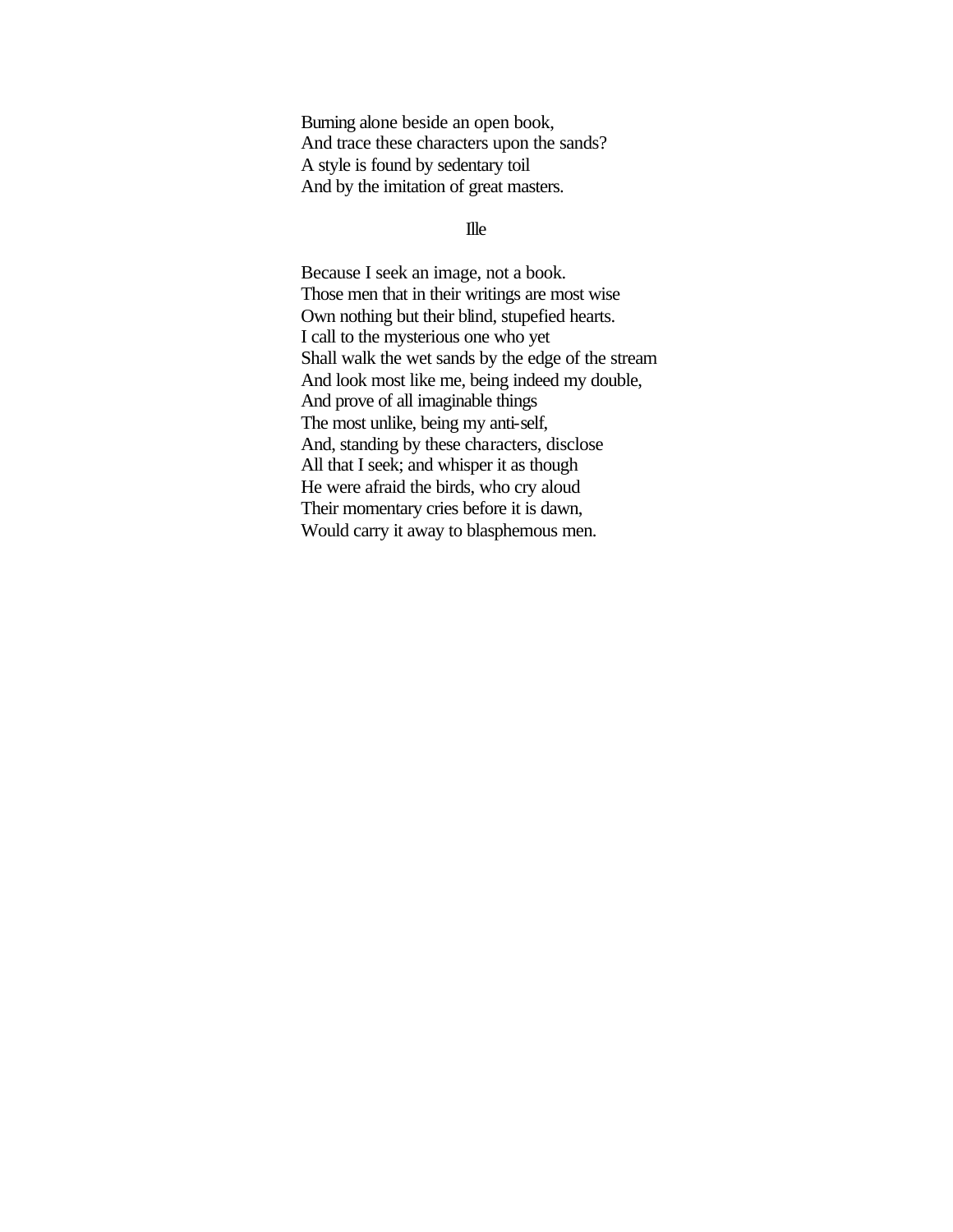Burning alone beside an open book,  
And trace these characters upon the sands?  
A style is found by sedentary toil  
And by the imitation of great masters.

Ille

Because I seek an image, not a book.  
Those men that in their writings are most wise  
Own nothing but their blind, stupefied hearts.  
I call to the mysterious one who yet  
Shall walk the wet sands by the edge of the stream  
And look most like me, being indeed my double,  
And prove of all imaginable things  
The most unlike, being my anti-self,  
And, standing by these characters, disclose  
All that I seek; and whisper it as though  
He were afraid the birds, who cry aloud  
Their momentary cries before it is dawn,  
Would carry it away to blasphemous men.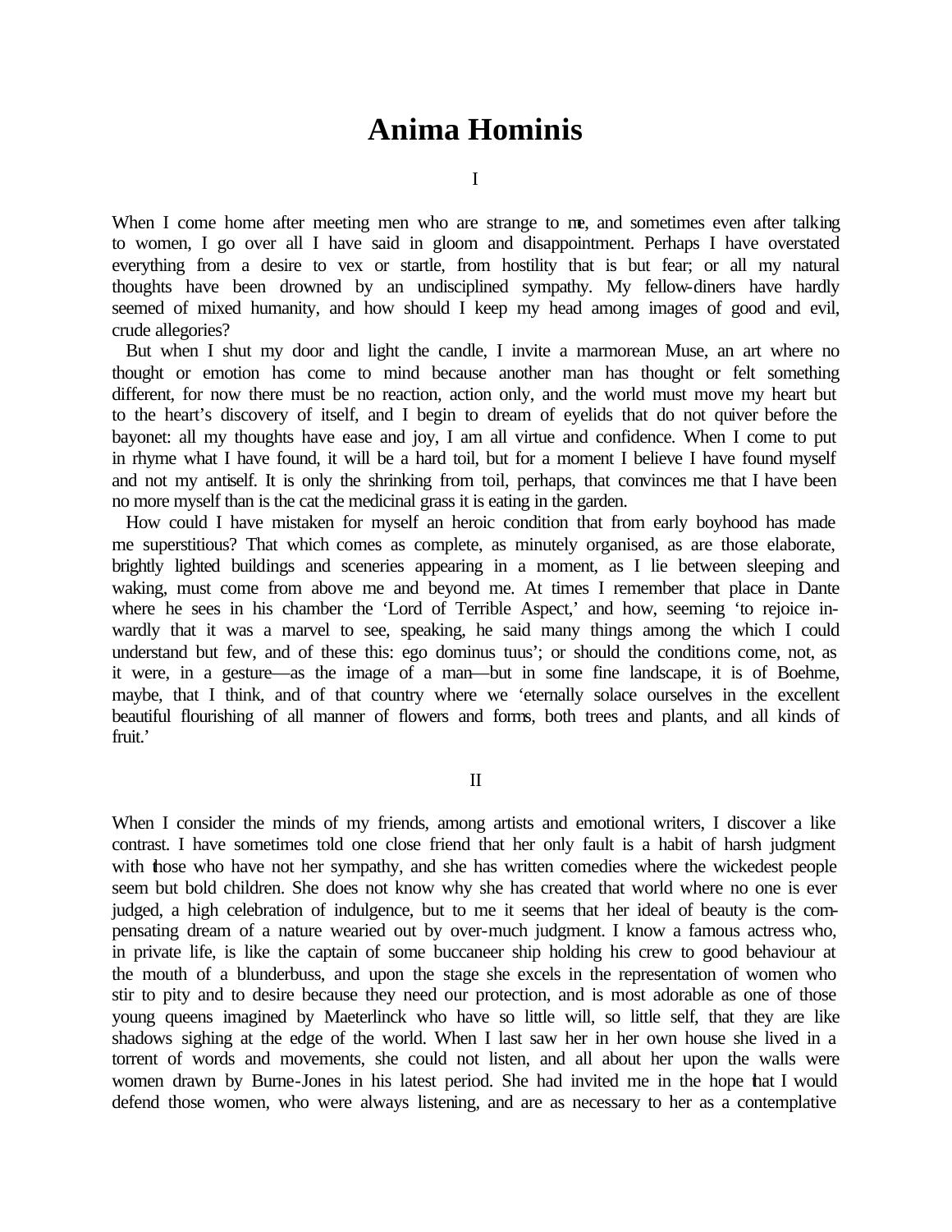# Anima Hominis

I

When I come home after meeting men who are strange to me, and sometimes even after talking to women, I go over all I have said in gloom and disappointment. Perhaps I have overstated everything from a desire to vex or startle, from hostility that is but fear; or all my natural thoughts have been drowned by an undisciplined sympathy. My fellow-diners have hardly seemed of mixed humanity, and how should I keep my head among images of good and evil, crude allegories?

But when I shut my door and light the candle, I invite a marmorean Muse, an art where no thought or emotion has come to mind because another man has thought or felt something different, for now there must be no reaction, action only, and the world must move my heart but to the heart's discovery of itself, and I begin to dream of eyelids that do not quiver before the bayonet: all my thoughts have ease and joy, I am all virtue and confidence. When I come to put in rhyme what I have found, it will be a hard toil, but for a moment I believe I have found myself and not my antiself. It is only the shrinking from toil, perhaps, that convinces me that I have been no more myself than is the cat the medicinal grass it is eating in the garden.

How could I have mistaken for myself an heroic condition that from early boyhood has made me superstitious? That which comes as complete, as minutely organised, as are those elaborate, brightly lighted buildings and sceneries appearing in a moment, as I lie between sleeping and waking, must come from above me and beyond me. At times I remember that place in Dante where he sees in his chamber the 'Lord of Terrible Aspect,' and how, seeming 'to rejoice inwardly that it was a marvel to see, speaking, he said many things among the which I could understand but few, and of these this: ego dominus tuus'; or should the conditions come, not, as it were, in a gesture—as the image of a man—but in some fine landscape, it is of Boehme, maybe, that I think, and of that country where we 'eternally solace ourselves in the excellent beautiful flourishing of all manner of flowers and forms, both trees and plants, and all kinds of fruit.'

II

When I consider the minds of my friends, among artists and emotional writers, I discover a like contrast. I have sometimes told one close friend that her only fault is a habit of harsh judgment with those who have not her sympathy, and she has written comedies where the wickedest people seem but bold children. She does not know why she has created that world where no one is ever judged, a high celebration of indulgence, but to me it seems that her ideal of beauty is the compensating dream of a nature wearied out by over-much judgment. I know a famous actress who, in private life, is like the captain of some buccaneer ship holding his crew to good behaviour at the mouth of a blunderbuss, and upon the stage she excels in the representation of women who stir to pity and to desire because they need our protection, and is most adorable as one of those young queens imagined by Maeterlinck who have so little will, so little self, that they are like shadows sighing at the edge of the world. When I last saw her in her own house she lived in a torrent of words and movements, she could not listen, and all about her upon the walls were women drawn by Burne-Jones in his latest period. She had invited me in the hope that I would defend those women, who were always listening, and are as necessary to her as a contemplative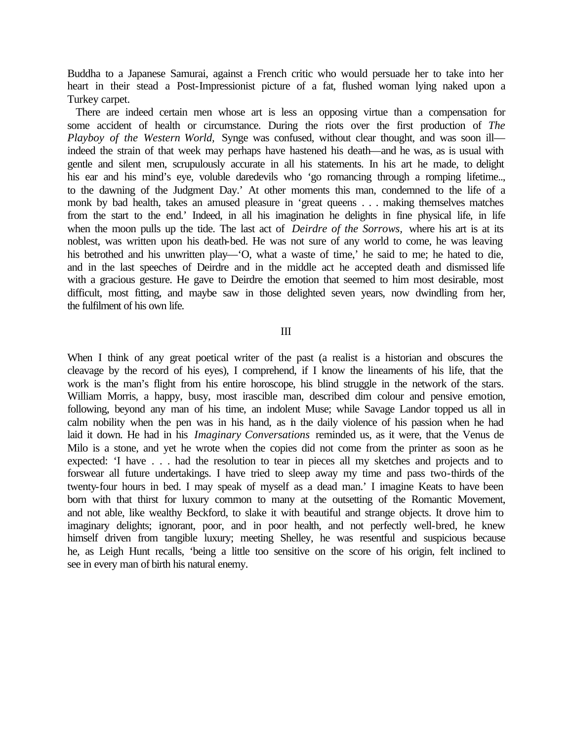Buddha to a Japanese Samurai, against a French critic who would persuade her to take into her heart in their stead a Post-Impressionist picture of a fat, flushed woman lying naked upon a Turkey carpet.

There are indeed certain men whose art is less an opposing virtue than a compensation for some accident of health or circumstance. During the riots over the first production of *The Playboy of the Western World,* Synge was confused, without clear thought, and was soon ill—indeed the strain of that week may perhaps have hastened his death—and he was, as is usual with gentle and silent men, scrupulously accurate in all his statements. In his art he made, to delight his ear and his mind's eye, voluble daredevils who 'go romancing through a romping lifetime.., to the dawning of the Judgment Day.' At other moments this man, condemned to the life of a monk by bad health, takes an amused pleasure in 'great queens . . . making themselves matches from the start to the end.' Indeed, in all his imagination he delights in fine physical life, in life when the moon pulls up the tide. The last act of *Deirdre of the Sorrows,* where his art is at its noblest, was written upon his death-bed. He was not sure of any world to come, he was leaving his betrothed and his unwritten play—'O, what a waste of time,' he said to me; he hated to die, and in the last speeches of Deirdre and in the middle act he accepted death and dismissed life with a gracious gesture. He gave to Deirdre the emotion that seemed to him most desirable, most difficult, most fitting, and maybe saw in those delighted seven years, now dwindling from her, the fulfilment of his own life.

## III

When I think of any great poetical writer of the past (a realist is a historian and obscures the cleavage by the record of his eyes), I comprehend, if I know the lineaments of his life, that the work is the man's flight from his entire horoscope, his blind struggle in the network of the stars. William Morris, a happy, busy, most irascible man, described dim colour and pensive emotion, following, beyond any man of his time, an indolent Muse; while Savage Landor topped us all in calm nobility when the pen was in his hand, as in the daily violence of his passion when he had laid it down. He had in his *Imaginary Conversations* reminded us, as it were, that the Venus de Milo is a stone, and yet he wrote when the copies did not come from the printer as soon as he expected: 'I have . . . had the resolution to tear in pieces all my sketches and projects and to forswear all future undertakings. I have tried to sleep away my time and pass two-thirds of the twenty-four hours in bed. I may speak of myself as a dead man.' I imagine Keats to have been born with that thirst for luxury common to many at the outsetting of the Romantic Movement, and not able, like wealthy Beckford, to slake it with beautiful and strange objects. It drove him to imaginary delights; ignorant, poor, and in poor health, and not perfectly well-bred, he knew himself driven from tangible luxury; meeting Shelley, he was resentful and suspicious because he, as Leigh Hunt recalls, 'being a little too sensitive on the score of his origin, felt inclined to see in every man of birth his natural enemy.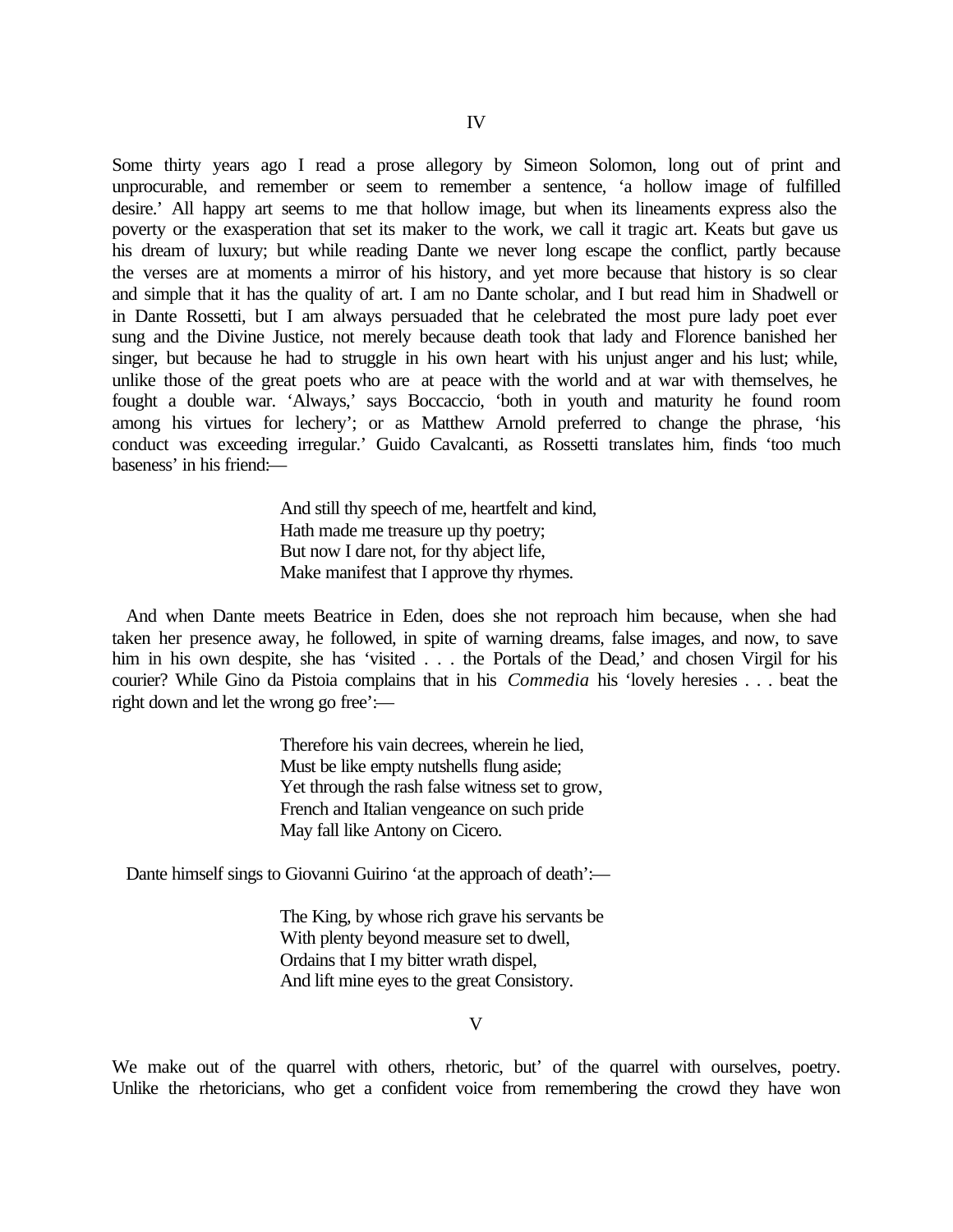## IV

Some thirty years ago I read a prose allegory by Simeon Solomon, long out of print and unprocurable, and remember or seem to remember a sentence, 'a hollow image of fulfilled desire.' All happy art seems to me that hollow image, but when its lineaments express also the poverty or the exasperation that set its maker to the work, we call it tragic art. Keats but gave us his dream of luxury; but while reading Dante we never long escape the conflict, partly because the verses are at moments a mirror of his history, and yet more because that history is so clear and simple that it has the quality of art. I am no Dante scholar, and I but read him in Shadwell or in Dante Rossetti, but I am always persuaded that he celebrated the most pure lady poet ever sung and the Divine Justice, not merely because death took that lady and Florence banished her singer, but because he had to struggle in his own heart with his unjust anger and his lust; while, unlike those of the great poets who are at peace with the world and at war with themselves, he fought a double war. 'Always,' says Boccaccio, 'both in youth and maturity he found room among his virtues for lechery'; or as Matthew Arnold preferred to change the phrase, 'his conduct was exceeding irregular.' Guido Cavalcanti, as Rossetti translates him, finds 'too much baseness' in his friend:—

> And still thy speech of me, heartfelt and kind,
> Hath made me treasure up thy poetry;
> But now I dare not, for thy abject life,
> Make manifest that I approve thy rhymes.

And when Dante meets Beatrice in Eden, does she not reproach him because, when she had taken her presence away, he followed, in spite of warning dreams, false images, and now, to save him in his own despite, she has 'visited . . . the Portals of the Dead,' and chosen Virgil for his courier? While Gino da Pistoia complains that in his *Commedia* his 'lovely heresies . . . beat the right down and let the wrong go free':—

> Therefore his vain decrees, wherein he lied,
> Must be like empty nutshells flung aside;
> Yet through the rash false witness set to grow,
> French and Italian vengeance on such pride
> May fall like Antony on Cicero.

Dante himself sings to Giovanni Guirino 'at the approach of death':—

> The King, by whose rich grave his servants be
> With plenty beyond measure set to dwell,
> Ordains that I my bitter wrath dispel,
> And lift mine eyes to the great Consistory.

## V

We make out of the quarrel with others, rhetoric, but' of the quarrel with ourselves, poetry. Unlike the rhetoricians, who get a confident voice from remembering the crowd they have won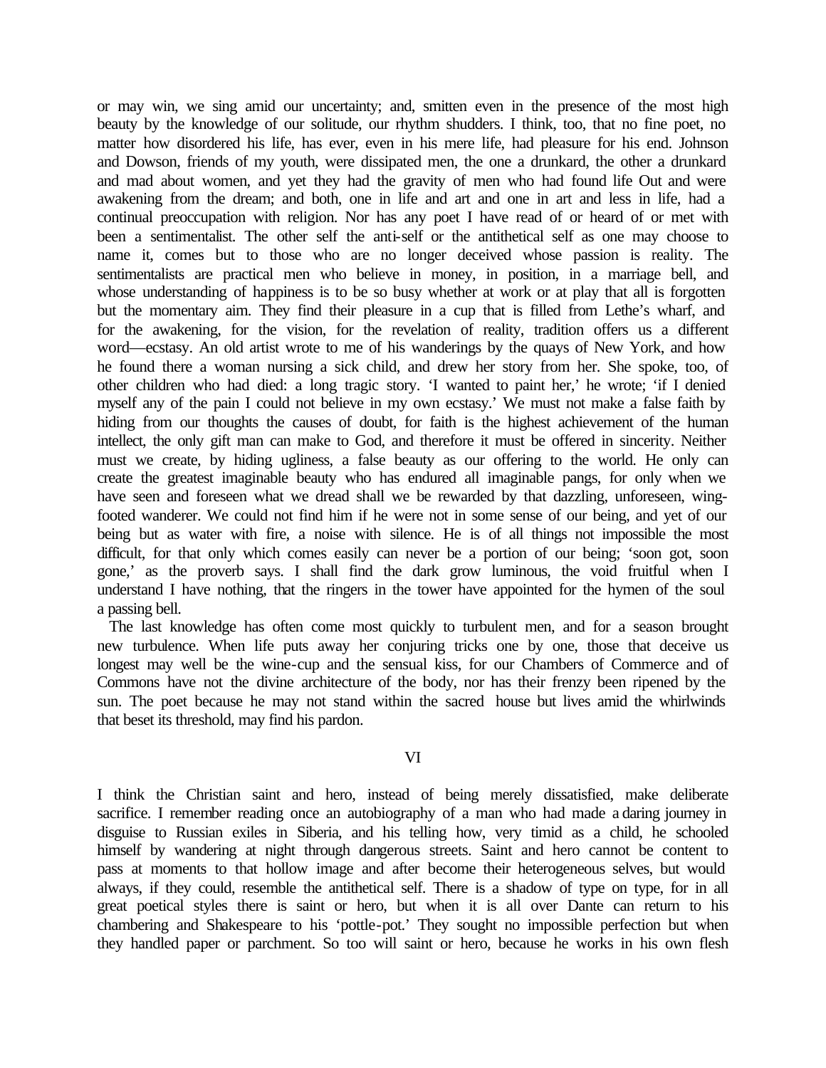or may win, we sing amid our uncertainty; and, smitten even in the presence of the most high beauty by the knowledge of our solitude, our rhythm shudders. I think, too, that no fine poet, no matter how disordered his life, has ever, even in his mere life, had pleasure for his end. Johnson and Dowson, friends of my youth, were dissipated men, the one a drunkard, the other a drunkard and mad about women, and yet they had the gravity of men who had found life Out and were awakening from the dream; and both, one in life and art and one in art and less in life, had a continual preoccupation with religion. Nor has any poet I have read of or heard of or met with been a sentimentalist. The other self the anti-self or the antithetical self as one may choose to name it, comes but to those who are no longer deceived whose passion is reality. The sentimentalists are practical men who believe in money, in position, in a marriage bell, and whose understanding of happiness is to be so busy whether at work or at play that all is forgotten but the momentary aim. They find their pleasure in a cup that is filled from Lethe's wharf, and for the awakening, for the vision, for the revelation of reality, tradition offers us a different word—ecstasy. An old artist wrote to me of his wanderings by the quays of New York, and how he found there a woman nursing a sick child, and drew her story from her. She spoke, too, of other children who had died: a long tragic story. 'I wanted to paint her,' he wrote; 'if I denied myself any of the pain I could not believe in my own ecstasy.' We must not make a false faith by hiding from our thoughts the causes of doubt, for faith is the highest achievement of the human intellect, the only gift man can make to God, and therefore it must be offered in sincerity. Neither must we create, by hiding ugliness, a false beauty as our offering to the world. He only can create the greatest imaginable beauty who has endured all imaginable pangs, for only when we have seen and foreseen what we dread shall we be rewarded by that dazzling, unforeseen, wing-footed wanderer. We could not find him if he were not in some sense of our being, and yet of our being but as water with fire, a noise with silence. He is of all things not impossible the most difficult, for that only which comes easily can never be a portion of our being; 'soon got, soon gone,' as the proverb says. I shall find the dark grow luminous, the void fruitful when I understand I have nothing, that the ringers in the tower have appointed for the hymen of the soul a passing bell.

The last knowledge has often come most quickly to turbulent men, and for a season brought new turbulence. When life puts away her conjuring tricks one by one, those that deceive us longest may well be the wine-cup and the sensual kiss, for our Chambers of Commerce and of Commons have not the divine architecture of the body, nor has their frenzy been ripened by the sun. The poet because he may not stand within the sacred house but lives amid the whirlwinds that beset its threshold, may find his pardon.

## VI

I think the Christian saint and hero, instead of being merely dissatisfied, make deliberate sacrifice. I remember reading once an autobiography of a man who had made a daring journey in disguise to Russian exiles in Siberia, and his telling how, very timid as a child, he schooled himself by wandering at night through dangerous streets. Saint and hero cannot be content to pass at moments to that hollow image and after become their heterogeneous selves, but would always, if they could, resemble the antithetical self. There is a shadow of type on type, for in all great poetical styles there is saint or hero, but when it is all over Dante can return to his chambering and Shakespeare to his 'pottle-pot.' They sought no impossible perfection but when they handled paper or parchment. So too will saint or hero, because he works in his own flesh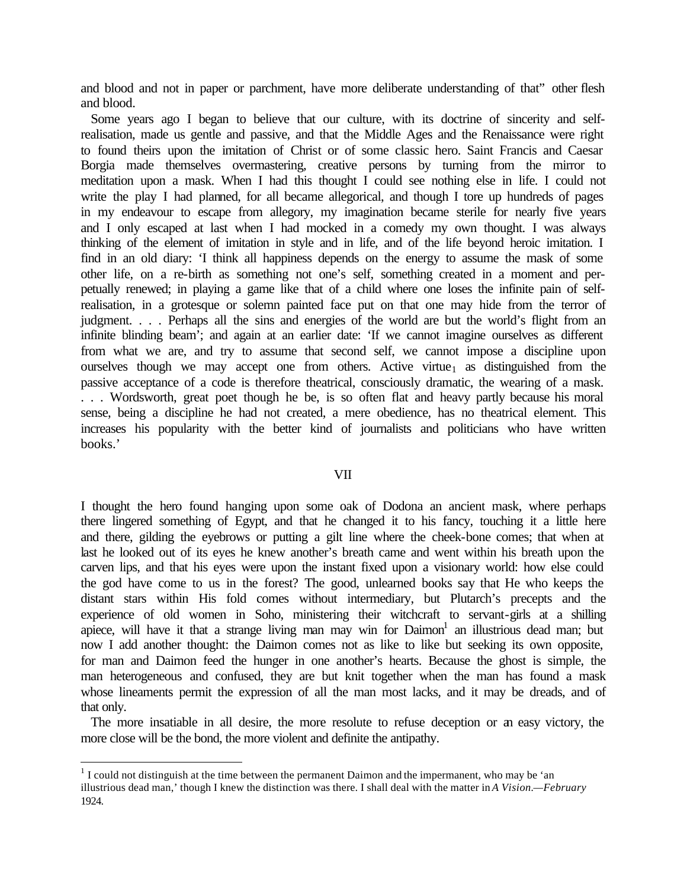and blood and not in paper or parchment, have more deliberate understanding of that" other flesh and blood.

Some years ago I began to believe that our culture, with its doctrine of sincerity and self-realisation, made us gentle and passive, and that the Middle Ages and the Renaissance were right to found theirs upon the imitation of Christ or of some classic hero. Saint Francis and Caesar Borgia made themselves overmastering, creative persons by turning from the mirror to meditation upon a mask. When I had this thought I could see nothing else in life. I could not write the play I had planned, for all became allegorical, and though I tore up hundreds of pages in my endeavour to escape from allegory, my imagination became sterile for nearly five years and I only escaped at last when I had mocked in a comedy my own thought. I was always thinking of the element of imitation in style and in life, and of the life beyond heroic imitation. I find in an old diary: 'I think all happiness depends on the energy to assume the mask of some other life, on a re-birth as something not one's self, something created in a moment and perpetually renewed; in playing a game like that of a child where one loses the infinite pain of self-realisation, in a grotesque or solemn painted face put on that one may hide from the terror of judgment. . . . Perhaps all the sins and energies of the world are but the world's flight from an infinite blinding beam'; and again at an earlier date: 'If we cannot imagine ourselves as different from what we are, and try to assume that second self, we cannot impose a discipline upon ourselves though we may accept one from others. Active virtue[1] as distinguished from the passive acceptance of a code is therefore theatrical, consciously dramatic, the wearing of a mask. . . . Wordsworth, great poet though he be, is so often flat and heavy partly because his moral sense, being a discipline he had not created, a mere obedience, has no theatrical element. This increases his popularity with the better kind of journalists and politicians who have written books.'

## VII

I thought the hero found hanging upon some oak of Dodona an ancient mask, where perhaps there lingered something of Egypt, and that he changed it to his fancy, touching it a little here and there, gilding the eyebrows or putting a gilt line where the cheek-bone comes; that when at last he looked out of its eyes he knew another's breath came and went within his breath upon the carven lips, and that his eyes were upon the instant fixed upon a visionary world: how else could the god have come to us in the forest? The good, unlearned books say that He who keeps the distant stars within His fold comes without intermediary, but Plutarch's precepts and the experience of old women in Soho, ministering their witchcraft to servant-girls at a shilling apiece, will have it that a strange living man may win for Daimon[1] an illustrious dead man; but now I add another thought: the Daimon comes not as like to like but seeking its own opposite, for man and Daimon feed the hunger in one another's hearts. Because the ghost is simple, the man heterogeneous and confused, they are but knit together when the man has found a mask whose lineaments permit the expression of all the man most lacks, and it may be dreads, and of that only.

The more insatiable in all desire, the more resolute to refuse deception or an easy victory, the more close will be the bond, the more violent and definite the antipathy.

---

[1] I could not distinguish at the time between the permanent Daimon and the impermanent, who may be 'an illustrious dead man,' though I knew the distinction was there. I shall deal with the matter in *A Vision*.—*February* 1924.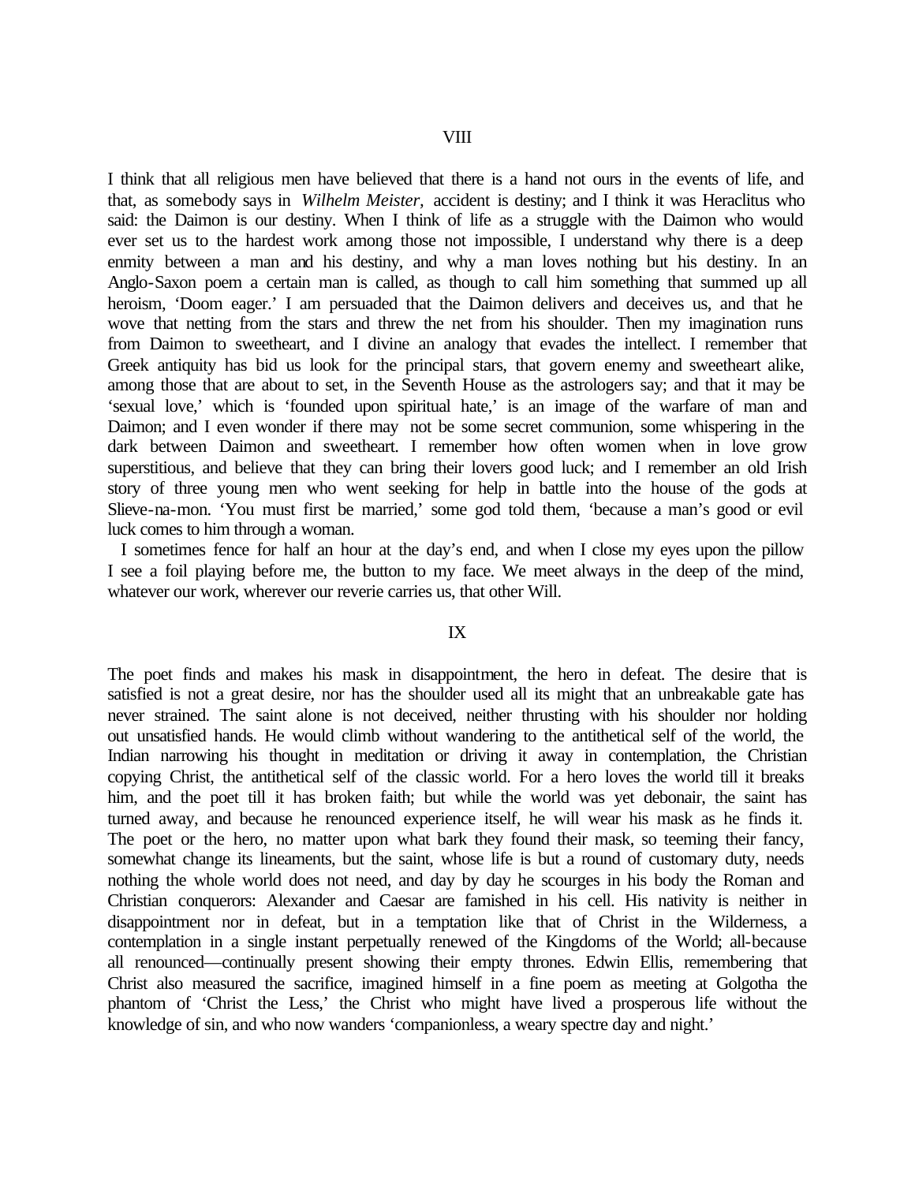## VIII

I think that all religious men have believed that there is a hand not ours in the events of life, and that, as somebody says in *Wilhelm Meister*, accident is destiny; and I think it was Heraclitus who said: the Daimon is our destiny. When I think of life as a struggle with the Daimon who would ever set us to the hardest work among those not impossible, I understand why there is a deep enmity between a man and his destiny, and why a man loves nothing but his destiny. In an Anglo-Saxon poem a certain man is called, as though to call him something that summed up all heroism, 'Doom eager.' I am persuaded that the Daimon delivers and deceives us, and that he wove that netting from the stars and threw the net from his shoulder. Then my imagination runs from Daimon to sweetheart, and I divine an analogy that evades the intellect. I remember that Greek antiquity has bid us look for the principal stars, that govern enemy and sweetheart alike, among those that are about to set, in the Seventh House as the astrologers say; and that it may be 'sexual love,' which is 'founded upon spiritual hate,' is an image of the warfare of man and Daimon; and I even wonder if there may not be some secret communion, some whispering in the dark between Daimon and sweetheart. I remember how often women when in love grow superstitious, and believe that they can bring their lovers good luck; and I remember an old Irish story of three young men who went seeking for help in battle into the house of the gods at Slieve-na-mon. 'You must first be married,' some god told them, 'because a man's good or evil luck comes to him through a woman.

I sometimes fence for half an hour at the day's end, and when I close my eyes upon the pillow I see a foil playing before me, the button to my face. We meet always in the deep of the mind, whatever our work, wherever our reverie carries us, that other Will.

## IX

The poet finds and makes his mask in disappointment, the hero in defeat. The desire that is satisfied is not a great desire, nor has the shoulder used all its might that an unbreakable gate has never strained. The saint alone is not deceived, neither thrusting with his shoulder nor holding out unsatisfied hands. He would climb without wandering to the antithetical self of the world, the Indian narrowing his thought in meditation or driving it away in contemplation, the Christian copying Christ, the antithetical self of the classic world. For a hero loves the world till it breaks him, and the poet till it has broken faith; but while the world was yet debonair, the saint has turned away, and because he renounced experience itself, he will wear his mask as he finds it. The poet or the hero, no matter upon what bark they found their mask, so teeming their fancy, somewhat change its lineaments, but the saint, whose life is but a round of customary duty, needs nothing the whole world does not need, and day by day he scourges in his body the Roman and Christian conquerors: Alexander and Caesar are famished in his cell. His nativity is neither in disappointment nor in defeat, but in a temptation like that of Christ in the Wilderness, a contemplation in a single instant perpetually renewed of the Kingdoms of the World; all-because all renounced—continually present showing their empty thrones. Edwin Ellis, remembering that Christ also measured the sacrifice, imagined himself in a fine poem as meeting at Golgotha the phantom of 'Christ the Less,' the Christ who might have lived a prosperous life without the knowledge of sin, and who now wanders 'companionless, a weary spectre day and night.'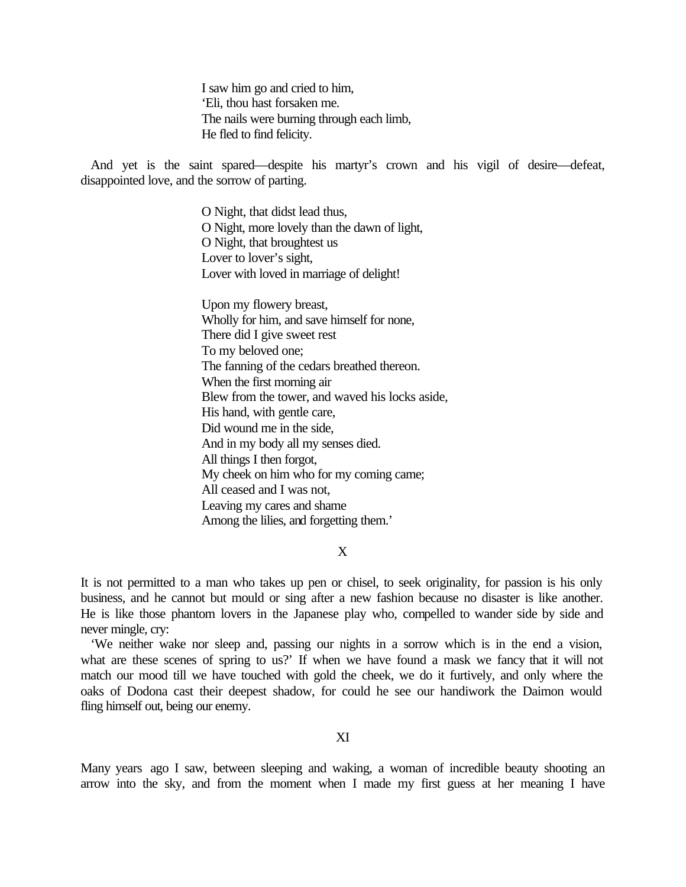I saw him go and cried to him,  
'Eli, thou hast forsaken me.  
The nails were burning through each limb,  
He fled to find felicity.

And yet is the saint spared—despite his martyr's crown and his vigil of desire—defeat, disappointed love, and the sorrow of parting.

O Night, that didst lead thus,  
O Night, more lovely than the dawn of light,  
O Night, that broughtest us  
Lover to lover's sight,  
Lover with loved in marriage of delight!

Upon my flowery breast,  
Wholly for him, and save himself for none,  
There did I give sweet rest  
To my beloved one;  
The fanning of the cedars breathed thereon.  
When the first morning air  
Blew from the tower, and waved his locks aside,  
His hand, with gentle care,  
Did wound me in the side,  
And in my body all my senses died.  
All things I then forgot,  
My cheek on him who for my coming came;  
All ceased and I was not,  
Leaving my cares and shame  
Among the lilies, and forgetting them.'

## X

It is not permitted to a man who takes up pen or chisel, to seek originality, for passion is his only business, and he cannot but mould or sing after a new fashion because no disaster is like another. He is like those phantom lovers in the Japanese play who, compelled to wander side by side and never mingle, cry:

'We neither wake nor sleep and, passing our nights in a sorrow which is in the end a vision, what are these scenes of spring to us?' If when we have found a mask we fancy that it will not match our mood till we have touched with gold the cheek, we do it furtively, and only where the oaks of Dodona cast their deepest shadow, for could he see our handiwork the Daimon would fling himself out, being our enemy.

## XI

Many years ago I saw, between sleeping and waking, a woman of incredible beauty shooting an arrow into the sky, and from the moment when I made my first guess at her meaning I have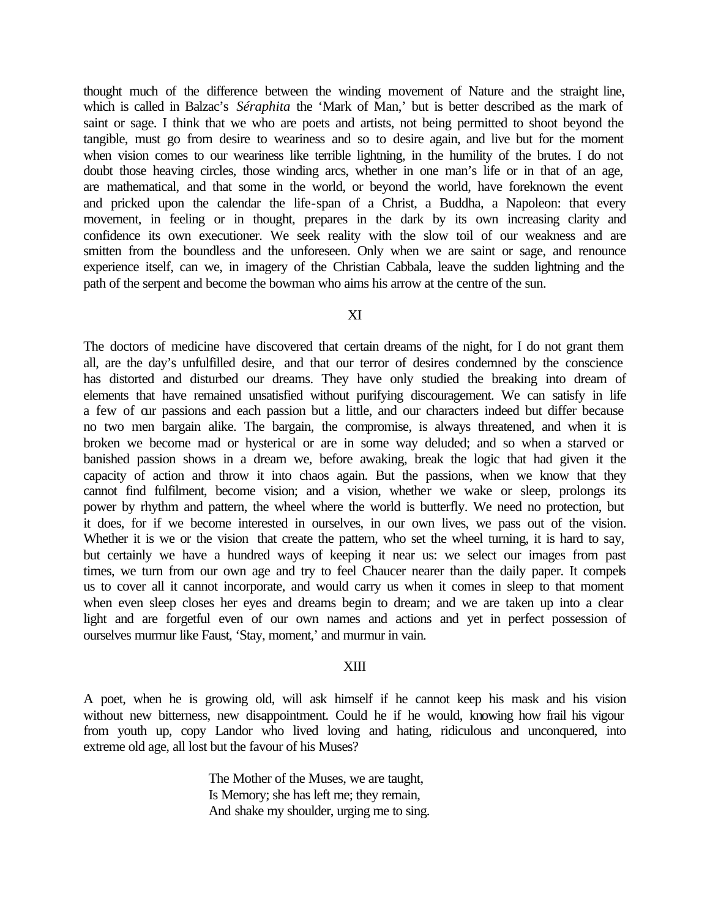thought much of the difference between the winding movement of Nature and the straight line, which is called in Balzac's *Séraphita* the 'Mark of Man,' but is better described as the mark of saint or sage. I think that we who are poets and artists, not being permitted to shoot beyond the tangible, must go from desire to weariness and so to desire again, and live but for the moment when vision comes to our weariness like terrible lightning, in the humility of the brutes. I do not doubt those heaving circles, those winding arcs, whether in one man's life or in that of an age, are mathematical, and that some in the world, or beyond the world, have foreknown the event and pricked upon the calendar the life-span of a Christ, a Buddha, a Napoleon: that every movement, in feeling or in thought, prepares in the dark by its own increasing clarity and confidence its own executioner. We seek reality with the slow toil of our weakness and are smitten from the boundless and the unforeseen. Only when we are saint or sage, and renounce experience itself, can we, in imagery of the Christian Cabbala, leave the sudden lightning and the path of the serpent and become the bowman who aims his arrow at the centre of the sun.

XI

The doctors of medicine have discovered that certain dreams of the night, for I do not grant them all, are the day's unfulfilled desire, and that our terror of desires condemned by the conscience has distorted and disturbed our dreams. They have only studied the breaking into dream of elements that have remained unsatisfied without purifying discouragement. We can satisfy in life a few of our passions and each passion but a little, and our characters indeed but differ because no two men bargain alike. The bargain, the compromise, is always threatened, and when it is broken we become mad or hysterical or are in some way deluded; and so when a starved or banished passion shows in a dream we, before awaking, break the logic that had given it the capacity of action and throw it into chaos again. But the passions, when we know that they cannot find fulfilment, become vision; and a vision, whether we wake or sleep, prolongs its power by rhythm and pattern, the wheel where the world is butterfly. We need no protection, but it does, for if we become interested in ourselves, in our own lives, we pass out of the vision. Whether it is we or the vision that create the pattern, who set the wheel turning, it is hard to say, but certainly we have a hundred ways of keeping it near us: we select our images from past times, we turn from our own age and try to feel Chaucer nearer than the daily paper. It compels us to cover all it cannot incorporate, and would carry us when it comes in sleep to that moment when even sleep closes her eyes and dreams begin to dream; and we are taken up into a clear light and are forgetful even of our own names and actions and yet in perfect possession of ourselves murmur like Faust, 'Stay, moment,' and murmur in vain.

XIII

A poet, when he is growing old, will ask himself if he cannot keep his mask and his vision without new bitterness, new disappointment. Could he if he would, knowing how frail his vigour from youth up, copy Landor who lived loving and hating, ridiculous and unconquered, into extreme old age, all lost but the favour of his Muses?

> The Mother of the Muses, we are taught,
> Is Memory; she has left me; they remain,
> And shake my shoulder, urging me to sing.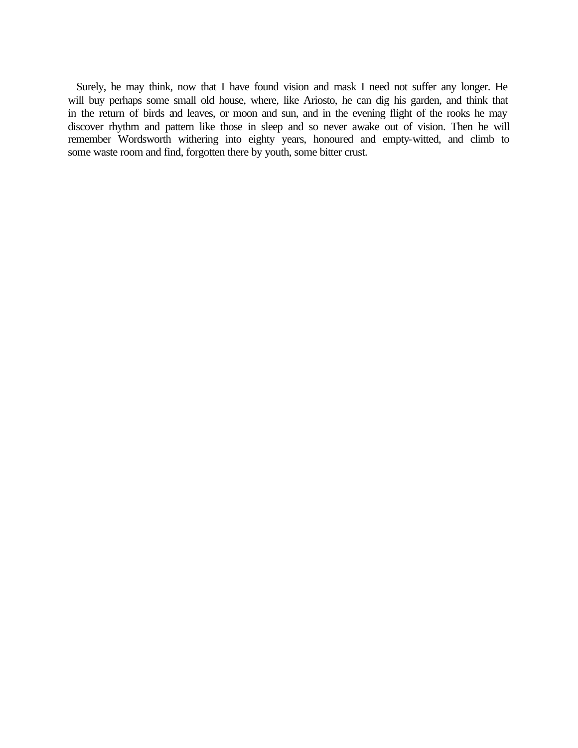Surely, he may think, now that I have found vision and mask I need not suffer any longer. He will buy perhaps some small old house, where, like Ariosto, he can dig his garden, and think that in the return of birds and leaves, or moon and sun, and in the evening flight of the rooks he may discover rhythm and pattern like those in sleep and so never awake out of vision. Then he will remember Wordsworth withering into eighty years, honoured and empty-witted, and climb to some waste room and find, forgotten there by youth, some bitter crust.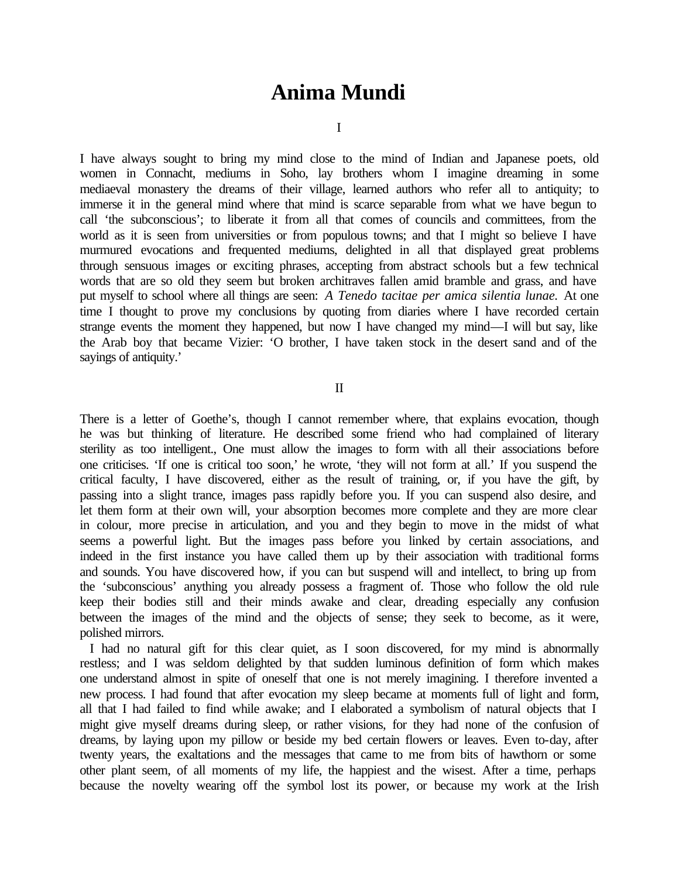# Anima Mundi

I

I have always sought to bring my mind close to the mind of Indian and Japanese poets, old women in Connacht, mediums in Soho, lay brothers whom I imagine dreaming in some mediaeval monastery the dreams of their village, learned authors who refer all to antiquity; to immerse it in the general mind where that mind is scarce separable from what we have begun to call 'the subconscious'; to liberate it from all that comes of councils and committees, from the world as it is seen from universities or from populous towns; and that I might so believe I have murmured evocations and frequented mediums, delighted in all that displayed great problems through sensuous images or exciting phrases, accepting from abstract schools but a few technical words that are so old they seem but broken architraves fallen amid bramble and grass, and have put myself to school where all things are seen: *A Tenedo tacitae per amica silentia lunae.* At one time I thought to prove my conclusions by quoting from diaries where I have recorded certain strange events the moment they happened, but now I have changed my mind—I will but say, like the Arab boy that became Vizier: 'O brother, I have taken stock in the desert sand and of the sayings of antiquity.'

II

There is a letter of Goethe's, though I cannot remember where, that explains evocation, though he was but thinking of literature. He described some friend who had complained of literary sterility as too intelligent., One must allow the images to form with all their associations before one criticises. 'If one is critical too soon,' he wrote, 'they will not form at all.' If you suspend the critical faculty, I have discovered, either as the result of training, or, if you have the gift, by passing into a slight trance, images pass rapidly before you. If you can suspend also desire, and let them form at their own will, your absorption becomes more complete and they are more clear in colour, more precise in articulation, and you and they begin to move in the midst of what seems a powerful light. But the images pass before you linked by certain associations, and indeed in the first instance you have called them up by their association with traditional forms and sounds. You have discovered how, if you can but suspend will and intellect, to bring up from the 'subconscious' anything you already possess a fragment of. Those who follow the old rule keep their bodies still and their minds awake and clear, dreading especially any confusion between the images of the mind and the objects of sense; they seek to become, as it were, polished mirrors.

I had no natural gift for this clear quiet, as I soon discovered, for my mind is abnormally restless; and I was seldom delighted by that sudden luminous definition of form which makes one understand almost in spite of oneself that one is not merely imagining. I therefore invented a new process. I had found that after evocation my sleep became at moments full of light and form, all that I had failed to find while awake; and I elaborated a symbolism of natural objects that I might give myself dreams during sleep, or rather visions, for they had none of the confusion of dreams, by laying upon my pillow or beside my bed certain flowers or leaves. Even to-day, after twenty years, the exaltations and the messages that came to me from bits of hawthorn or some other plant seem, of all moments of my life, the happiest and the wisest. After a time, perhaps because the novelty wearing off the symbol lost its power, or because my work at the Irish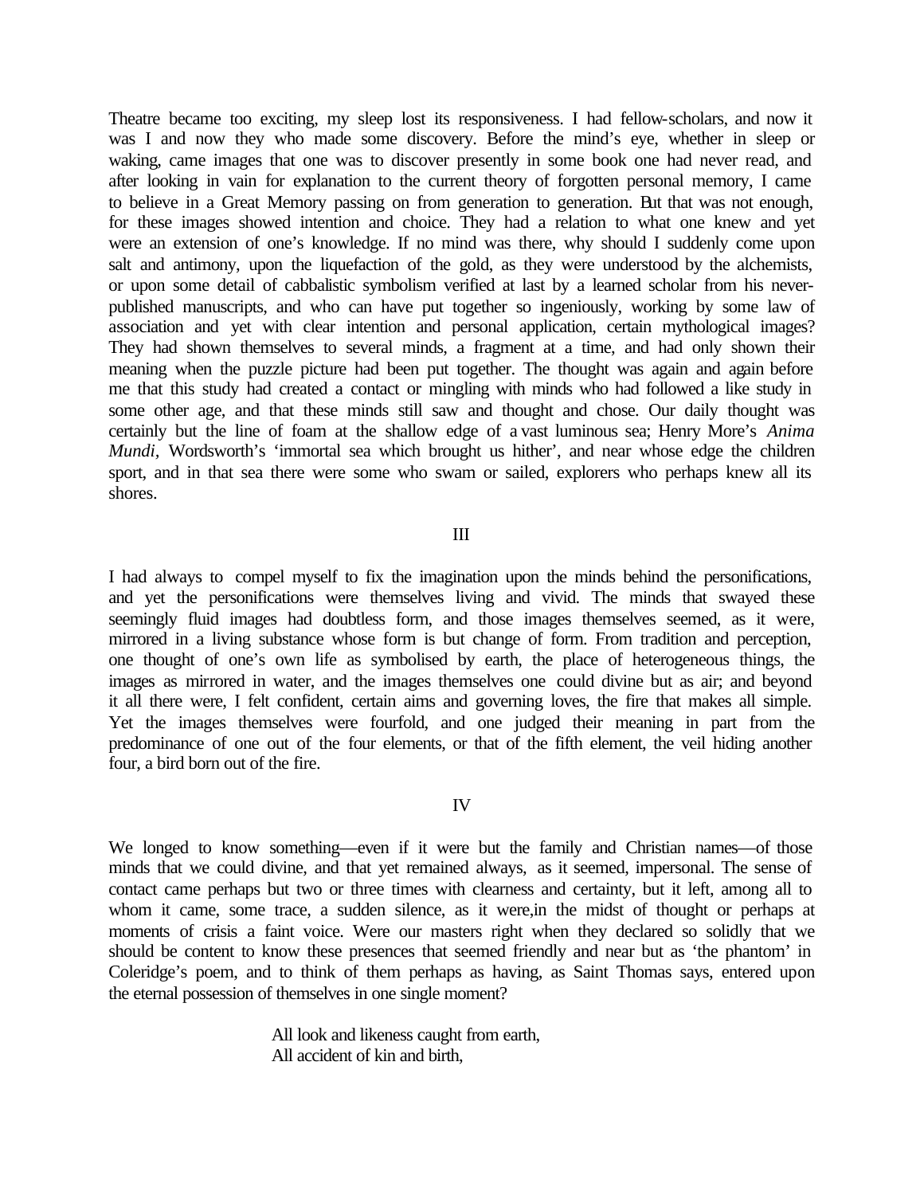Theatre became too exciting, my sleep lost its responsiveness. I had fellow-scholars, and now it was I and now they who made some discovery. Before the mind's eye, whether in sleep or waking, came images that one was to discover presently in some book one had never read, and after looking in vain for explanation to the current theory of forgotten personal memory, I came to believe in a Great Memory passing on from generation to generation. But that was not enough, for these images showed intention and choice. They had a relation to what one knew and yet were an extension of one's knowledge. If no mind was there, why should I suddenly come upon salt and antimony, upon the liquefaction of the gold, as they were understood by the alchemists, or upon some detail of cabbalistic symbolism verified at last by a learned scholar from his never-published manuscripts, and who can have put together so ingeniously, working by some law of association and yet with clear intention and personal application, certain mythological images? They had shown themselves to several minds, a fragment at a time, and had only shown their meaning when the puzzle picture had been put together. The thought was again and again before me that this study had created a contact or mingling with minds who had followed a like study in some other age, and that these minds still saw and thought and chose. Our daily thought was certainly but the line of foam at the shallow edge of a vast luminous sea; Henry More's *Anima Mundi*, Wordsworth's 'immortal sea which brought us hither', and near whose edge the children sport, and in that sea there were some who swam or sailed, explorers who perhaps knew all its shores.

III

I had always to compel myself to fix the imagination upon the minds behind the personifications, and yet the personifications were themselves living and vivid. The minds that swayed these seemingly fluid images had doubtless form, and those images themselves seemed, as it were, mirrored in a living substance whose form is but change of form. From tradition and perception, one thought of one's own life as symbolised by earth, the place of heterogeneous things, the images as mirrored in water, and the images themselves one could divine but as air; and beyond it all there were, I felt confident, certain aims and governing loves, the fire that makes all simple. Yet the images themselves were fourfold, and one judged their meaning in part from the predominance of one out of the four elements, or that of the fifth element, the veil hiding another four, a bird born out of the fire.

IV

We longed to know something—even if it were but the family and Christian names—of those minds that we could divine, and that yet remained always, as it seemed, impersonal. The sense of contact came perhaps but two or three times with clearness and certainty, but it left, among all to whom it came, some trace, a sudden silence, as it were,in the midst of thought or perhaps at moments of crisis a faint voice. Were our masters right when they declared so solidly that we should be content to know these presences that seemed friendly and near but as 'the phantom' in Coleridge's poem, and to think of them perhaps as having, as Saint Thomas says, entered upon the eternal possession of themselves in one single moment?

> All look and likeness caught from earth,
> All accident of kin and birth,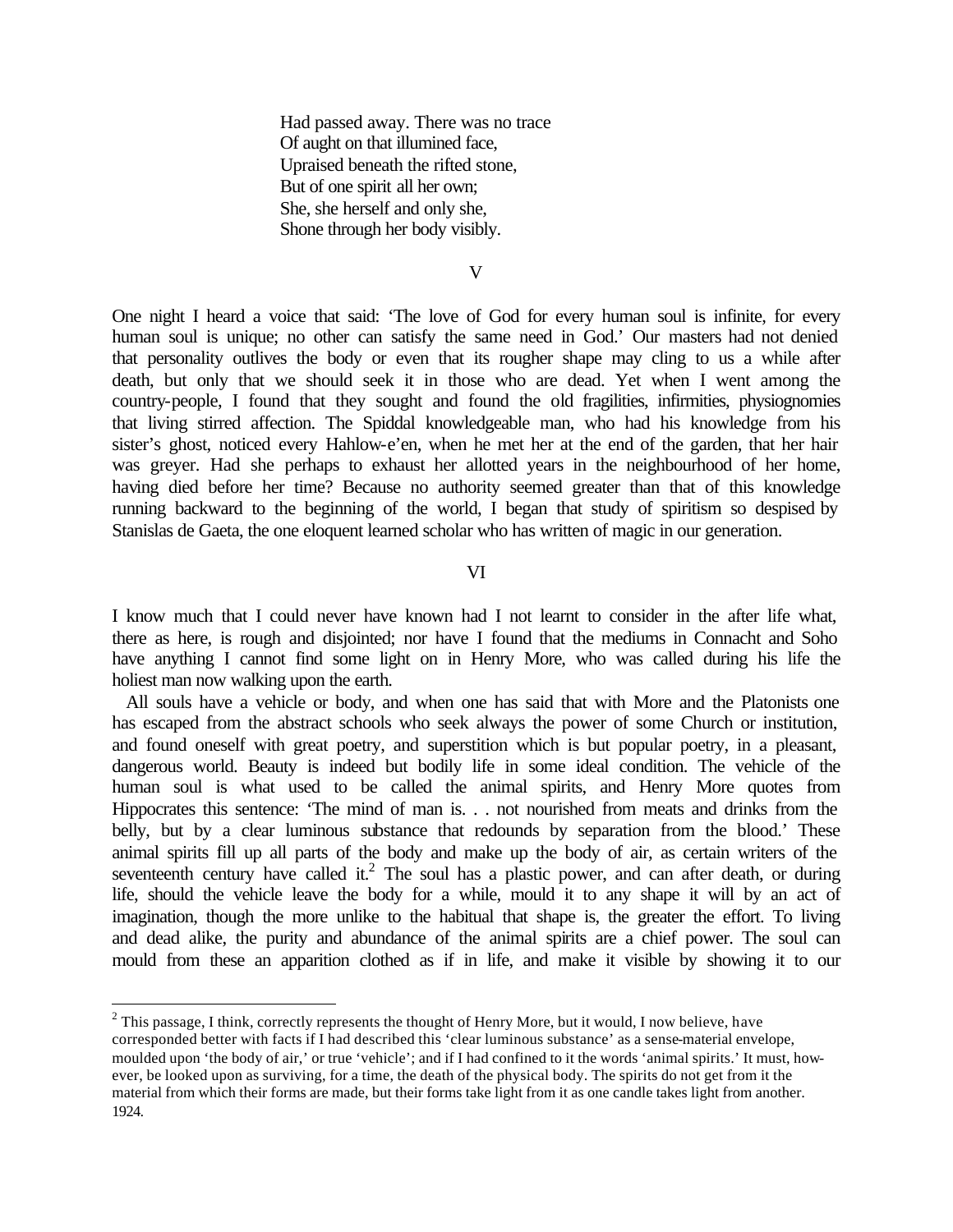Had passed away. There was no trace  
Of aught on that illumined face,  
Upraised beneath the rifted stone,  
But of one spirit all her own;  
She, she herself and only she,  
Shone through her body visibly.

V

One night I heard a voice that said: 'The love of God for every human soul is infinite, for every human soul is unique; no other can satisfy the same need in God.' Our masters had not denied that personality outlives the body or even that its rougher shape may cling to us a while after death, but only that we should seek it in those who are dead. Yet when I went among the country-people, I found that they sought and found the old fragilities, infirmities, physiognomies that living stirred affection. The Spiddal knowledgeable man, who had his knowledge from his sister's ghost, noticed every Hahlow-e'en, when he met her at the end of the garden, that her hair was greyer. Had she perhaps to exhaust her allotted years in the neighbourhood of her home, having died before her time? Because no authority seemed greater than that of this knowledge running backward to the beginning of the world, I began that study of spiritism so despised by Stanislas de Gaeta, the one eloquent learned scholar who has written of magic in our generation.

VI

I know much that I could never have known had I not learnt to consider in the after life what, there as here, is rough and disjointed; nor have I found that the mediums in Connacht and Soho have anything I cannot find some light on in Henry More, who was called during his life the holiest man now walking upon the earth.

All souls have a vehicle or body, and when one has said that with More and the Platonists one has escaped from the abstract schools who seek always the power of some Church or institution, and found oneself with great poetry, and superstition which is but popular poetry, in a pleasant, dangerous world. Beauty is indeed but bodily life in some ideal condition. The vehicle of the human soul is what used to be called the animal spirits, and Henry More quotes from Hippocrates this sentence: 'The mind of man is. . . not nourished from meats and drinks from the belly, but by a clear luminous substance that redounds by separation from the blood.' These animal spirits fill up all parts of the body and make up the body of air, as certain writers of the seventeenth century have called it.[2] The soul has a plastic power, and can after death, or during life, should the vehicle leave the body for a while, mould it to any shape it will by an act of imagination, though the more unlike to the habitual that shape is, the greater the effort. To living and dead alike, the purity and abundance of the animal spirits are a chief power. The soul can mould from these an apparition clothed as if in life, and make it visible by showing it to our

[2] This passage, I think, correctly represents the thought of Henry More, but it would, I now believe, have corresponded better with facts if I had described this 'clear luminous substance' as a sense-material envelope, moulded upon 'the body of air,' or true 'vehicle'; and if I had confined to it the words 'animal spirits.' It must, however, be looked upon as surviving, for a time, the death of the physical body. The spirits do not get from it the material from which their forms are made, but their forms take light from it as one candle takes light from another. 1924.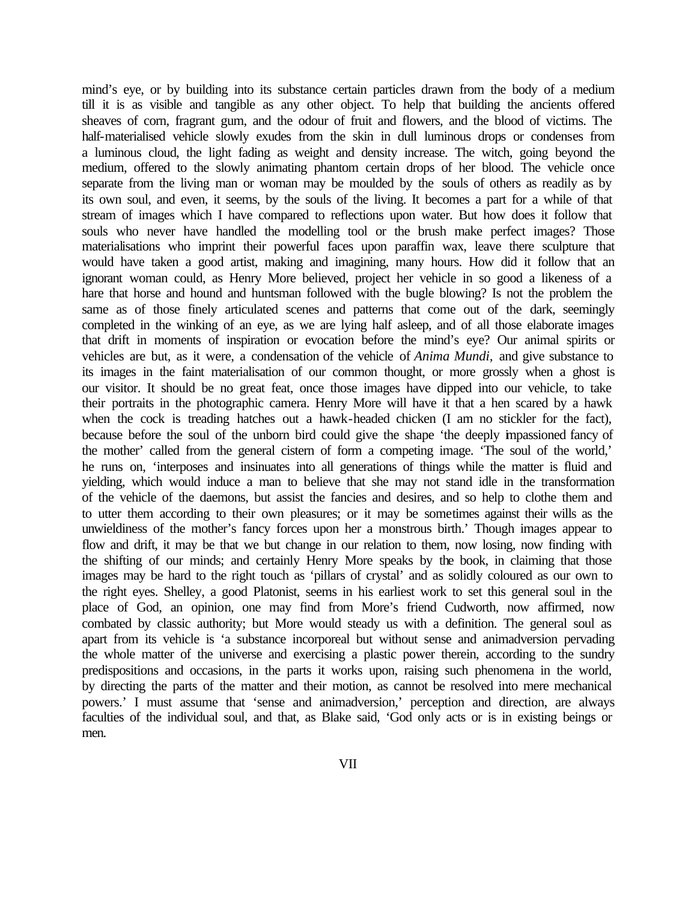mind's eye, or by building into its substance certain particles drawn from the body of a medium till it is as visible and tangible as any other object. To help that building the ancients offered sheaves of corn, fragrant gum, and the odour of fruit and flowers, and the blood of victims. The half-materialised vehicle slowly exudes from the skin in dull luminous drops or condenses from a luminous cloud, the light fading as weight and density increase. The witch, going beyond the medium, offered to the slowly animating phantom certain drops of her blood. The vehicle once separate from the living man or woman may be moulded by the souls of others as readily as by its own soul, and even, it seems, by the souls of the living. It becomes a part for a while of that stream of images which I have compared to reflections upon water. But how does it follow that souls who never have handled the modelling tool or the brush make perfect images? Those materialisations who imprint their powerful faces upon paraffin wax, leave there sculpture that would have taken a good artist, making and imagining, many hours. How did it follow that an ignorant woman could, as Henry More believed, project her vehicle in so good a likeness of a hare that horse and hound and huntsman followed with the bugle blowing? Is not the problem the same as of those finely articulated scenes and patterns that come out of the dark, seemingly completed in the winking of an eye, as we are lying half asleep, and of all those elaborate images that drift in moments of inspiration or evocation before the mind's eye? Our animal spirits or vehicles are but, as it were, a condensation of the vehicle of *Anima Mundi*, and give substance to its images in the faint materialisation of our common thought, or more grossly when a ghost is our visitor. It should be no great feat, once those images have dipped into our vehicle, to take their portraits in the photographic camera. Henry More will have it that a hen scared by a hawk when the cock is treading hatches out a hawk-headed chicken (I am no stickler for the fact), because before the soul of the unborn bird could give the shape 'the deeply impassioned fancy of the mother' called from the general cistern of form a competing image. 'The soul of the world,' he runs on, 'interposes and insinuates into all generations of things while the matter is fluid and yielding, which would induce a man to believe that she may not stand idle in the transformation of the vehicle of the daemons, but assist the fancies and desires, and so help to clothe them and to utter them according to their own pleasures; or it may be sometimes against their wills as the unwieldiness of the mother's fancy forces upon her a monstrous birth.' Though images appear to flow and drift, it may be that we but change in our relation to them, now losing, now finding with the shifting of our minds; and certainly Henry More speaks by the book, in claiming that those images may be hard to the right touch as 'pillars of crystal' and as solidly coloured as our own to the right eyes. Shelley, a good Platonist, seems in his earliest work to set this general soul in the place of God, an opinion, one may find from More's friend Cudworth, now affirmed, now combated by classic authority; but More would steady us with a definition. The general soul as apart from its vehicle is 'a substance incorporeal but without sense and animadversion pervading the whole matter of the universe and exercising a plastic power therein, according to the sundry predispositions and occasions, in the parts it works upon, raising such phenomena in the world, by directing the parts of the matter and their motion, as cannot be resolved into mere mechanical powers.' I must assume that 'sense and animadversion,' perception and direction, are always faculties of the individual soul, and that, as Blake said, 'God only acts or is in existing beings or men.

## VII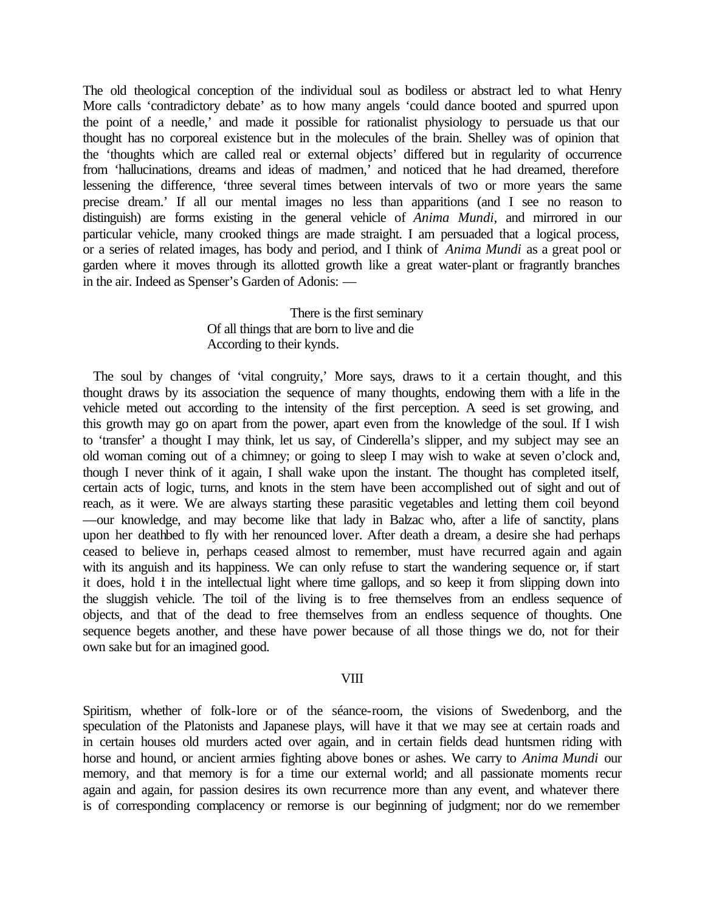The old theological conception of the individual soul as bodiless or abstract led to what Henry More calls 'contradictory debate' as to how many angels 'could dance booted and spurred upon the point of a needle,' and made it possible for rationalist physiology to persuade us that our thought has no corporeal existence but in the molecules of the brain. Shelley was of opinion that the 'thoughts which are called real or external objects' differed but in regularity of occurrence from 'hallucinations, dreams and ideas of madmen,' and noticed that he had dreamed, therefore lessening the difference, 'three several times between intervals of two or more years the same precise dream.' If all our mental images no less than apparitions (and I see no reason to distinguish) are forms existing in the general vehicle of *Anima Mundi*, and mirrored in our particular vehicle, many crooked things are made straight. I am persuaded that a logical process, or a series of related images, has body and period, and I think of *Anima Mundi* as a great pool or garden where it moves through its allotted growth like a great water-plant or fragrantly branches in the air. Indeed as Spenser's Garden of Adonis: —

> There is the first seminary
> Of all things that are born to live and die
> According to their kynds.

The soul by changes of 'vital congruity,' More says, draws to it a certain thought, and this thought draws by its association the sequence of many thoughts, endowing them with a life in the vehicle meted out according to the intensity of the first perception. A seed is set growing, and this growth may go on apart from the power, apart even from the knowledge of the soul. If I wish to 'transfer' a thought I may think, let us say, of Cinderella's slipper, and my subject may see an old woman coming out of a chimney; or going to sleep I may wish to wake at seven o'clock and, though I never think of it again, I shall wake upon the instant. The thought has completed itself, certain acts of logic, turns, and knots in the stem have been accomplished out of sight and out of reach, as it were. We are always starting these parasitic vegetables and letting them coil beyond —our knowledge, and may become like that lady in Balzac who, after a life of sanctity, plans upon her deathbed to fly with her renounced lover. After death a dream, a desire she had perhaps ceased to believe in, perhaps ceased almost to remember, must have recurred again and again with its anguish and its happiness. We can only refuse to start the wandering sequence or, if start it does, hold it in the intellectual light where time gallops, and so keep it from slipping down into the sluggish vehicle. The toil of the living is to free themselves from an endless sequence of objects, and that of the dead to free themselves from an endless sequence of thoughts. One sequence begets another, and these have power because of all those things we do, not for their own sake but for an imagined good.

## VIII

Spiritism, whether of folk-lore or of the séance-room, the visions of Swedenborg, and the speculation of the Platonists and Japanese plays, will have it that we may see at certain roads and in certain houses old murders acted over again, and in certain fields dead huntsmen riding with horse and hound, or ancient armies fighting above bones or ashes. We carry to *Anima Mundi* our memory, and that memory is for a time our external world; and all passionate moments recur again and again, for passion desires its own recurrence more than any event, and whatever there is of corresponding complacency or remorse is our beginning of judgment; nor do we remember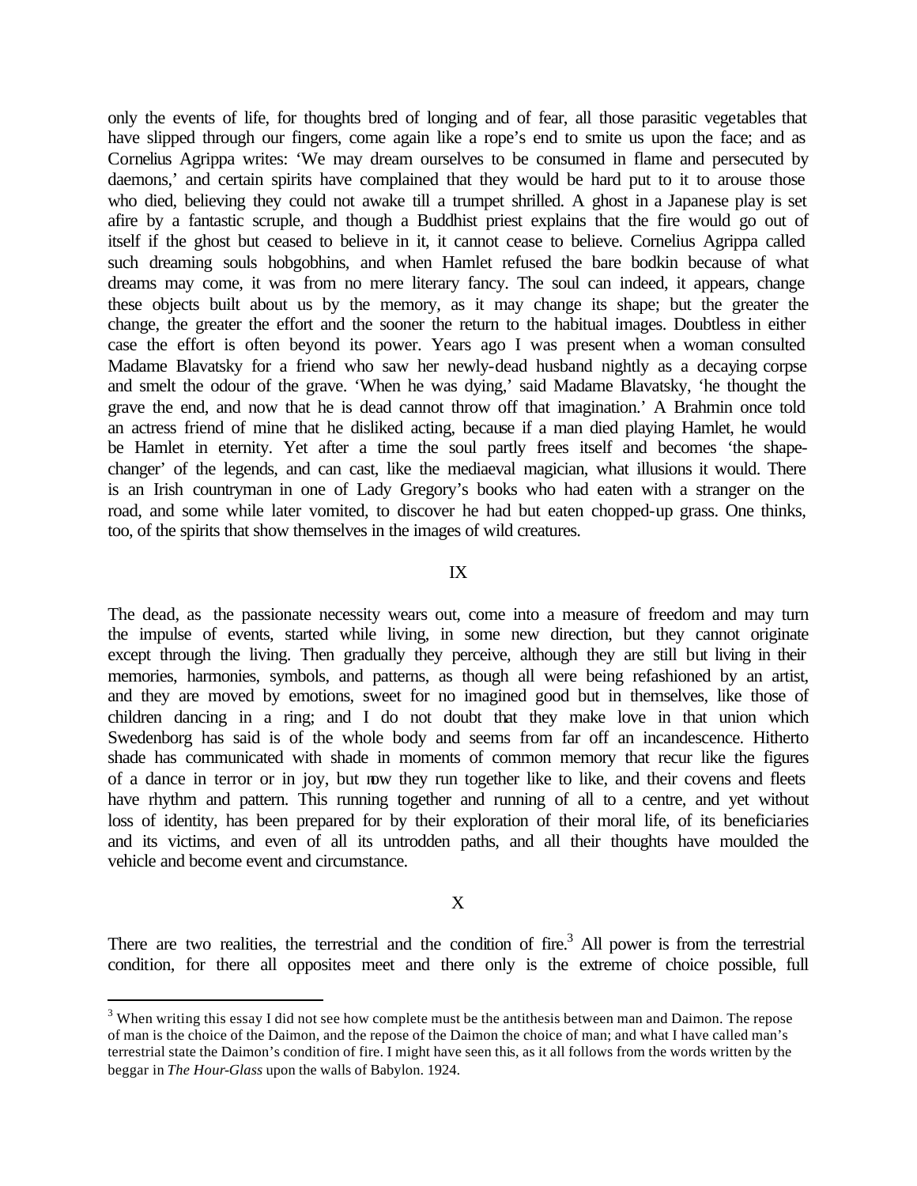only the events of life, for thoughts bred of longing and of fear, all those parasitic vegetables that have slipped through our fingers, come again like a rope's end to smite us upon the face; and as Cornelius Agrippa writes: 'We may dream ourselves to be consumed in flame and persecuted by daemons,' and certain spirits have complained that they would be hard put to it to arouse those who died, believing they could not awake till a trumpet shrilled. A ghost in a Japanese play is set afire by a fantastic scruple, and though a Buddhist priest explains that the fire would go out of itself if the ghost but ceased to believe in it, it cannot cease to believe. Cornelius Agrippa called such dreaming souls hobgobhins, and when Hamlet refused the bare bodkin because of what dreams may come, it was from no mere literary fancy. The soul can indeed, it appears, change these objects built about us by the memory, as it may change its shape; but the greater the change, the greater the effort and the sooner the return to the habitual images. Doubtless in either case the effort is often beyond its power. Years ago I was present when a woman consulted Madame Blavatsky for a friend who saw her newly-dead husband nightly as a decaying corpse and smelt the odour of the grave. 'When he was dying,' said Madame Blavatsky, 'he thought the grave the end, and now that he is dead cannot throw off that imagination.' A Brahmin once told an actress friend of mine that he disliked acting, because if a man died playing Hamlet, he would be Hamlet in eternity. Yet after a time the soul partly frees itself and becomes 'the shape-changer' of the legends, and can cast, like the mediaeval magician, what illusions it would. There is an Irish countryman in one of Lady Gregory's books who had eaten with a stranger on the road, and some while later vomited, to discover he had but eaten chopped-up grass. One thinks, too, of the spirits that show themselves in the images of wild creatures.

## IX

The dead, as the passionate necessity wears out, come into a measure of freedom and may turn the impulse of events, started while living, in some new direction, but they cannot originate except through the living. Then gradually they perceive, although they are still but living in their memories, harmonies, symbols, and patterns, as though all were being refashioned by an artist, and they are moved by emotions, sweet for no imagined good but in themselves, like those of children dancing in a ring; and I do not doubt that they make love in that union which Swedenborg has said is of the whole body and seems from far off an incandescence. Hitherto shade has communicated with shade in moments of common memory that recur like the figures of a dance in terror or in joy, but now they run together like to like, and their covens and fleets have rhythm and pattern. This running together and running of all to a centre, and yet without loss of identity, has been prepared for by their exploration of their moral life, of its beneficiaries and its victims, and even of all its untrodden paths, and all their thoughts have moulded the vehicle and become event and circumstance.

## X

There are two realities, the terrestrial and the condition of fire.[3] All power is from the terrestrial condition, for there all opposites meet and there only is the extreme of choice possible, full

[3] When writing this essay I did not see how complete must be the antithesis between man and Daimon. The repose of man is the choice of the Daimon, and the repose of the Daimon the choice of man; and what I have called man's terrestrial state the Daimon's condition of fire. I might have seen this, as it all follows from the words written by the beggar in *The Hour-Glass* upon the walls of Babylon. 1924.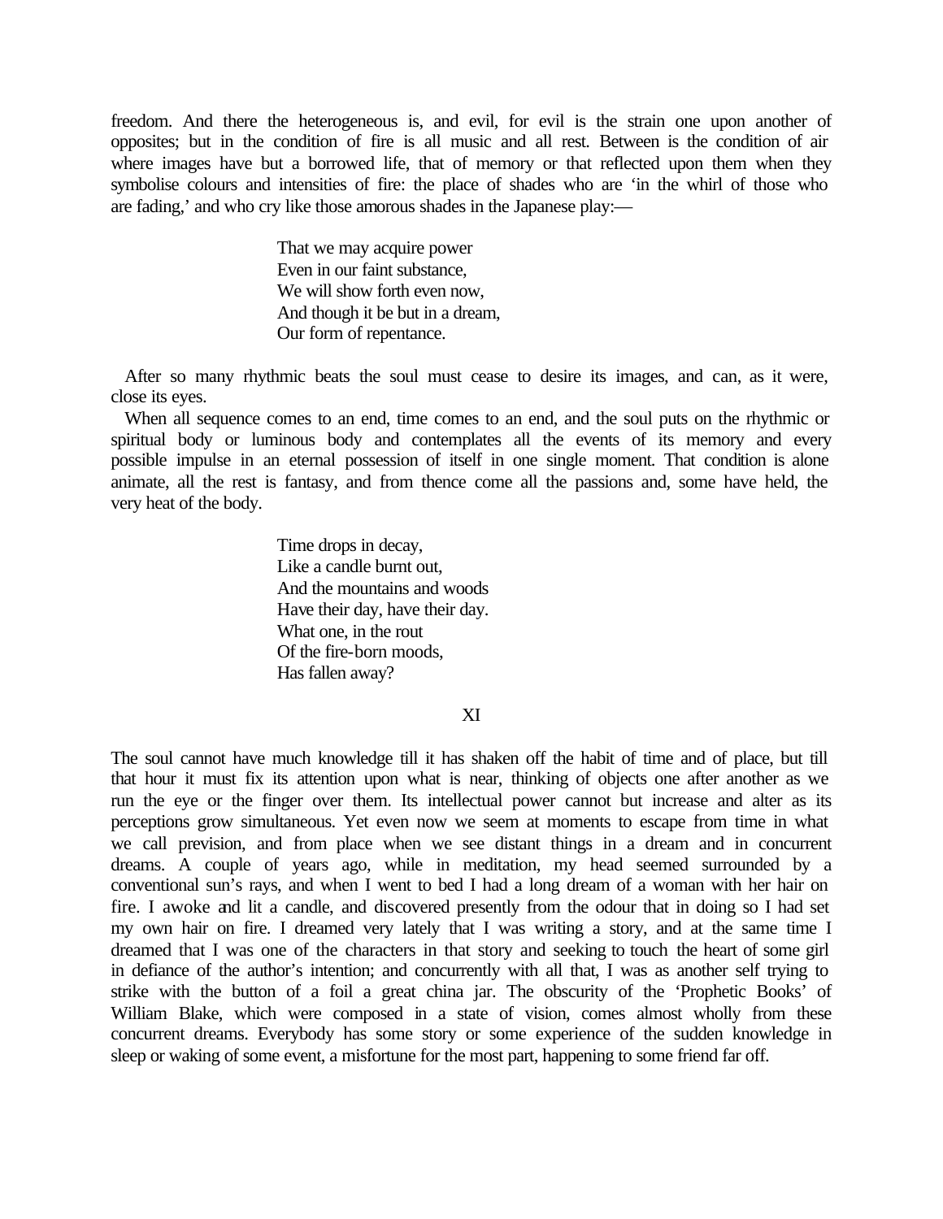freedom. And there the heterogeneous is, and evil, for evil is the strain one upon another of opposites; but in the condition of fire is all music and all rest. Between is the condition of air where images have but a borrowed life, that of memory or that reflected upon them when they symbolise colours and intensities of fire: the place of shades who are 'in the whirl of those who are fading,' and who cry like those amorous shades in the Japanese play:—

> That we may acquire power
> Even in our faint substance,
> We will show forth even now,
> And though it be but in a dream,
> Our form of repentance.

After so many rhythmic beats the soul must cease to desire its images, and can, as it were, close its eyes.

When all sequence comes to an end, time comes to an end, and the soul puts on the rhythmic or spiritual body or luminous body and contemplates all the events of its memory and every possible impulse in an eternal possession of itself in one single moment. That condition is alone animate, all the rest is fantasy, and from thence come all the passions and, some have held, the very heat of the body.

> Time drops in decay,
> Like a candle burnt out,
> And the mountains and woods
> Have their day, have their day.
> What one, in the rout
> Of the fire-born moods,
> Has fallen away?

## XI

The soul cannot have much knowledge till it has shaken off the habit of time and of place, but till that hour it must fix its attention upon what is near, thinking of objects one after another as we run the eye or the finger over them. Its intellectual power cannot but increase and alter as its perceptions grow simultaneous. Yet even now we seem at moments to escape from time in what we call prevision, and from place when we see distant things in a dream and in concurrent dreams. A couple of years ago, while in meditation, my head seemed surrounded by a conventional sun's rays, and when I went to bed I had a long dream of a woman with her hair on fire. I awoke and lit a candle, and discovered presently from the odour that in doing so I had set my own hair on fire. I dreamed very lately that I was writing a story, and at the same time I dreamed that I was one of the characters in that story and seeking to touch the heart of some girl in defiance of the author's intention; and concurrently with all that, I was as another self trying to strike with the button of a foil a great china jar. The obscurity of the 'Prophetic Books' of William Blake, which were composed in a state of vision, comes almost wholly from these concurrent dreams. Everybody has some story or some experience of the sudden knowledge in sleep or waking of some event, a misfortune for the most part, happening to some friend far off.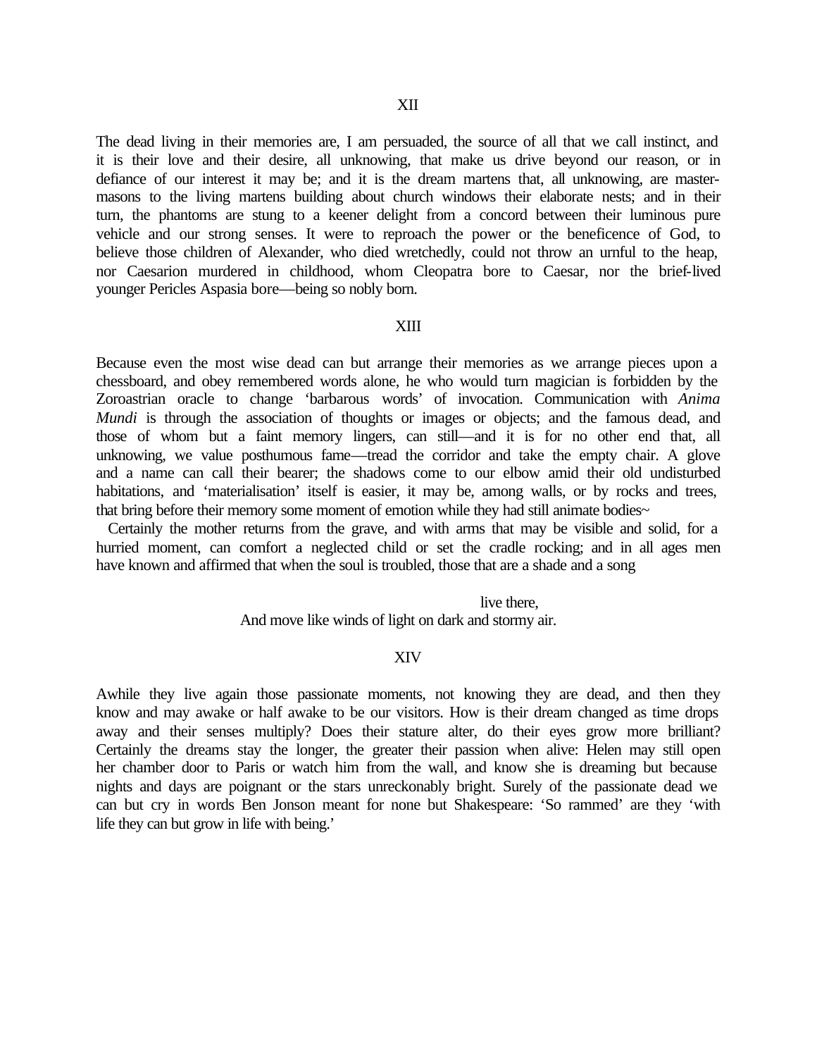## XII

The dead living in their memories are, I am persuaded, the source of all that we call instinct, and it is their love and their desire, all unknowing, that make us drive beyond our reason, or in defiance of our interest it may be; and it is the dream martens that, all unknowing, are master-masons to the living martens building about church windows their elaborate nests; and in their turn, the phantoms are stung to a keener delight from a concord between their luminous pure vehicle and our strong senses. It were to reproach the power or the beneficence of God, to believe those children of Alexander, who died wretchedly, could not throw an urnful to the heap, nor Caesarion murdered in childhood, whom Cleopatra bore to Caesar, nor the brief-lived younger Pericles Aspasia bore—being so nobly born.

## XIII

Because even the most wise dead can but arrange their memories as we arrange pieces upon a chessboard, and obey remembered words alone, he who would turn magician is forbidden by the Zoroastrian oracle to change 'barbarous words' of invocation. Communication with *Anima Mundi* is through the association of thoughts or images or objects; and the famous dead, and those of whom but a faint memory lingers, can still—and it is for no other end that, all unknowing, we value posthumous fame—tread the corridor and take the empty chair. A glove and a name can call their bearer; the shadows come to our elbow amid their old undisturbed habitations, and 'materialisation' itself is easier, it may be, among walls, or by rocks and trees, that bring before their memory some moment of emotion while they had still animate bodies~

Certainly the mother returns from the grave, and with arms that may be visible and solid, for a hurried moment, can comfort a neglected child or set the cradle rocking; and in all ages men have known and affirmed that when the soul is troubled, those that are a shade and a song

> live there,
> And move like winds of light on dark and stormy air.

## XIV

Awhile they live again those passionate moments, not knowing they are dead, and then they know and may awake or half awake to be our visitors. How is their dream changed as time drops away and their senses multiply? Does their stature alter, do their eyes grow more brilliant? Certainly the dreams stay the longer, the greater their passion when alive: Helen may still open her chamber door to Paris or watch him from the wall, and know she is dreaming but because nights and days are poignant or the stars unreckonably bright. Surely of the passionate dead we can but cry in words Ben Jonson meant for none but Shakespeare: 'So rammed' are they 'with life they can but grow in life with being.'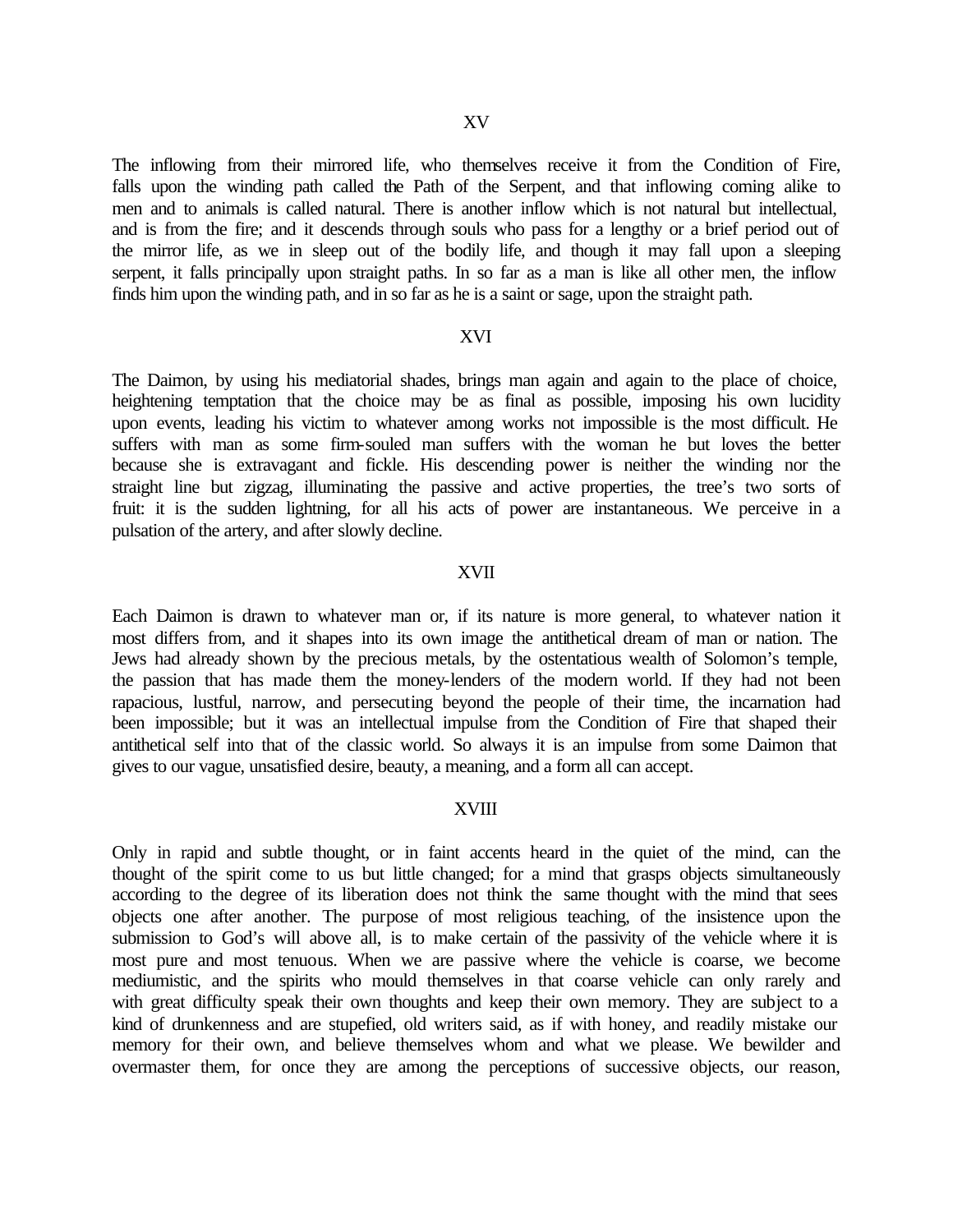## XV

The inflowing from their mirrored life, who themselves receive it from the Condition of Fire, falls upon the winding path called the Path of the Serpent, and that inflowing coming alike to men and to animals is called natural. There is another inflow which is not natural but intellectual, and is from the fire; and it descends through souls who pass for a lengthy or a brief period out of the mirror life, as we in sleep out of the bodily life, and though it may fall upon a sleeping serpent, it falls principally upon straight paths. In so far as a man is like all other men, the inflow finds him upon the winding path, and in so far as he is a saint or sage, upon the straight path.

## XVI

The Daimon, by using his mediatorial shades, brings man again and again to the place of choice, heightening temptation that the choice may be as final as possible, imposing his own lucidity upon events, leading his victim to whatever among works not impossible is the most difficult. He suffers with man as some firm-souled man suffers with the woman he but loves the better because she is extravagant and fickle. His descending power is neither the winding nor the straight line but zigzag, illuminating the passive and active properties, the tree's two sorts of fruit: it is the sudden lightning, for all his acts of power are instantaneous. We perceive in a pulsation of the artery, and after slowly decline.

## XVII

Each Daimon is drawn to whatever man or, if its nature is more general, to whatever nation it most differs from, and it shapes into its own image the antithetical dream of man or nation. The Jews had already shown by the precious metals, by the ostentatious wealth of Solomon's temple, the passion that has made them the money-lenders of the modern world. If they had not been rapacious, lustful, narrow, and persecuting beyond the people of their time, the incarnation had been impossible; but it was an intellectual impulse from the Condition of Fire that shaped their antithetical self into that of the classic world. So always it is an impulse from some Daimon that gives to our vague, unsatisfied desire, beauty, a meaning, and a form all can accept.

## XVIII

Only in rapid and subtle thought, or in faint accents heard in the quiet of the mind, can the thought of the spirit come to us but little changed; for a mind that grasps objects simultaneously according to the degree of its liberation does not think the same thought with the mind that sees objects one after another. The purpose of most religious teaching, of the insistence upon the submission to God's will above all, is to make certain of the passivity of the vehicle where it is most pure and most tenuous. When we are passive where the vehicle is coarse, we become mediumistic, and the spirits who mould themselves in that coarse vehicle can only rarely and with great difficulty speak their own thoughts and keep their own memory. They are subject to a kind of drunkenness and are stupefied, old writers said, as if with honey, and readily mistake our memory for their own, and believe themselves whom and what we please. We bewilder and overmaster them, for once they are among the perceptions of successive objects, our reason,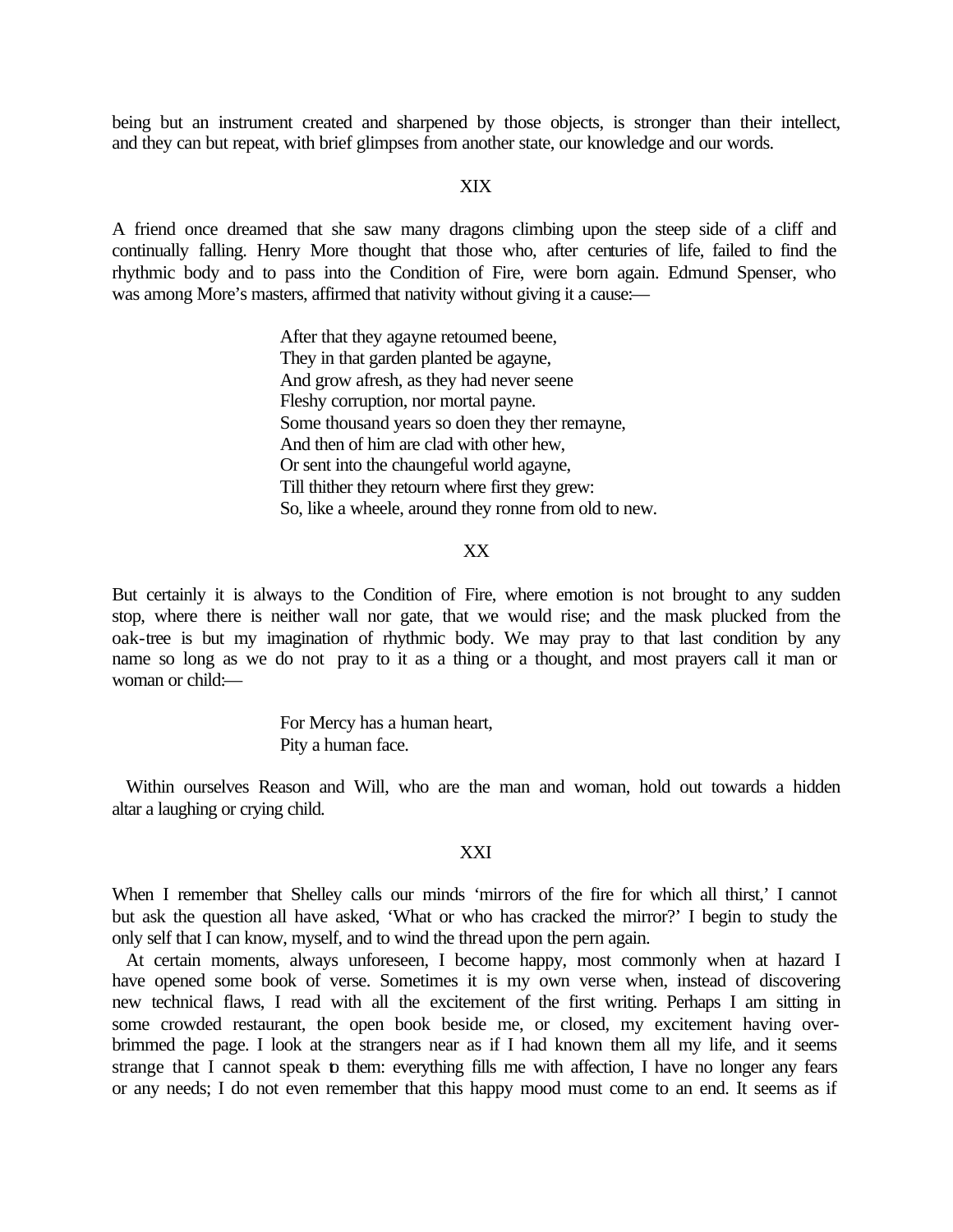being but an instrument created and sharpened by those objects, is stronger than their intellect, and they can but repeat, with brief glimpses from another state, our knowledge and our words.

## XIX

A friend once dreamed that she saw many dragons climbing upon the steep side of a cliff and continually falling. Henry More thought that those who, after centuries of life, failed to find the rhythmic body and to pass into the Condition of Fire, were born again. Edmund Spenser, who was among More's masters, affirmed that nativity without giving it a cause:—

> After that they agayne retourned beene,
> They in that garden planted be agayne,
> And grow afresh, as they had never seene
> Fleshy corruption, nor mortal payne.
> Some thousand years so doen they ther remayne,
> And then of him are clad with other hew,
> Or sent into the chaungeful world agayne,
> Till thither they retourn where first they grew:
> So, like a wheele, around they ronne from old to new.

## XX

But certainly it is always to the Condition of Fire, where emotion is not brought to any sudden stop, where there is neither wall nor gate, that we would rise; and the mask plucked from the oak-tree is but my imagination of rhythmic body. We may pray to that last condition by any name so long as we do not pray to it as a thing or a thought, and most prayers call it man or woman or child:—

> For Mercy has a human heart,
> Pity a human face.

Within ourselves Reason and Will, who are the man and woman, hold out towards a hidden altar a laughing or crying child.

## XXI

When I remember that Shelley calls our minds 'mirrors of the fire for which all thirst,' I cannot but ask the question all have asked, 'What or who has cracked the mirror?' I begin to study the only self that I can know, myself, and to wind the thread upon the pern again.

At certain moments, always unforeseen, I become happy, most commonly when at hazard I have opened some book of verse. Sometimes it is my own verse when, instead of discovering new technical flaws, I read with all the excitement of the first writing. Perhaps I am sitting in some crowded restaurant, the open book beside me, or closed, my excitement having over-brimmed the page. I look at the strangers near as if I had known them all my life, and it seems strange that I cannot speak to them: everything fills me with affection, I have no longer any fears or any needs; I do not even remember that this happy mood must come to an end. It seems as if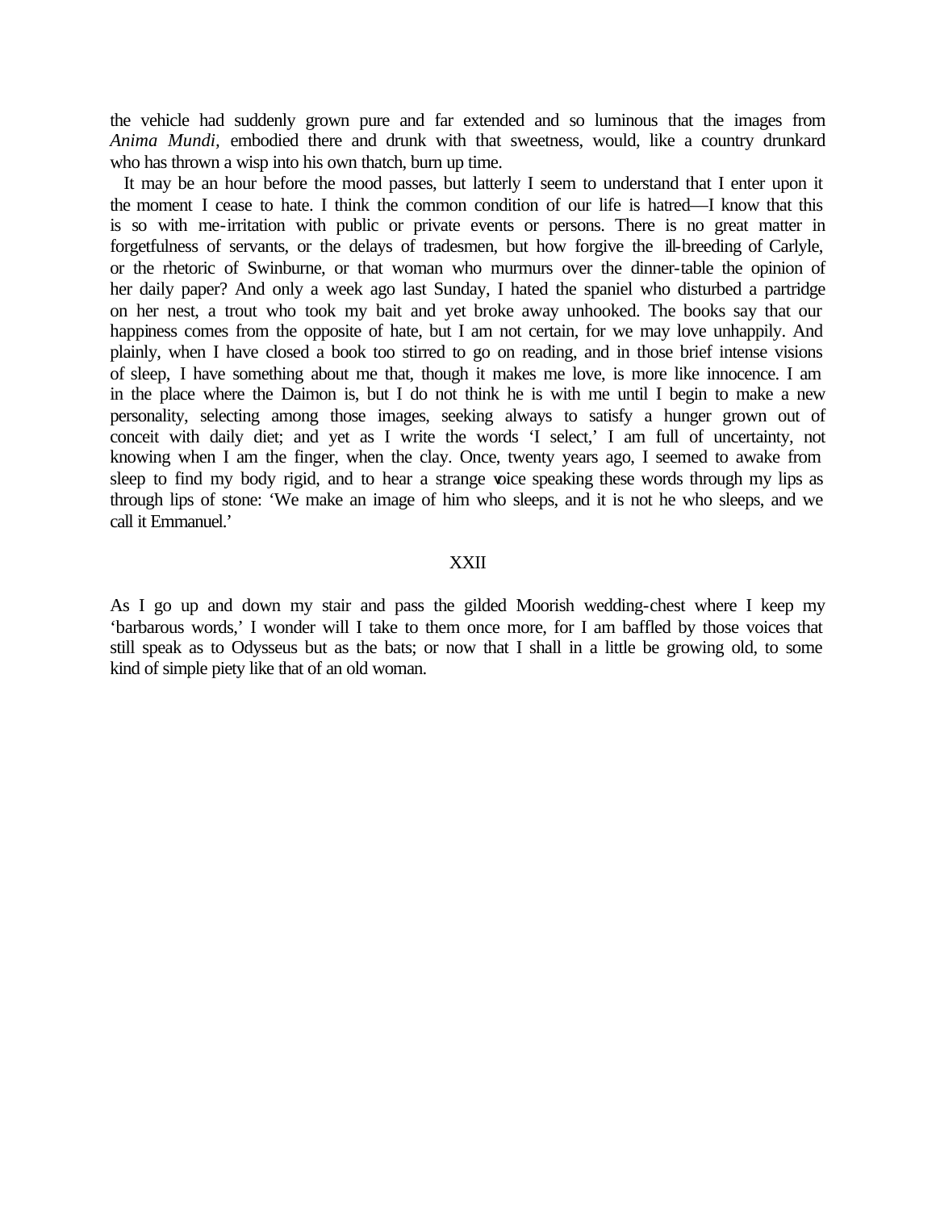the vehicle had suddenly grown pure and far extended and so luminous that the images from *Anima Mundi*, embodied there and drunk with that sweetness, would, like a country drunkard who has thrown a wisp into his own thatch, burn up time.

It may be an hour before the mood passes, but latterly I seem to understand that I enter upon it the moment I cease to hate. I think the common condition of our life is hatred—I know that this is so with me-irritation with public or private events or persons. There is no great matter in forgetfulness of servants, or the delays of tradesmen, but how forgive the ill-breeding of Carlyle, or the rhetoric of Swinburne, or that woman who murmurs over the dinner-table the opinion of her daily paper? And only a week ago last Sunday, I hated the spaniel who disturbed a partridge on her nest, a trout who took my bait and yet broke away unhooked. The books say that our happiness comes from the opposite of hate, but I am not certain, for we may love unhappily. And plainly, when I have closed a book too stirred to go on reading, and in those brief intense visions of sleep, I have something about me that, though it makes me love, is more like innocence. I am in the place where the Daimon is, but I do not think he is with me until I begin to make a new personality, selecting among those images, seeking always to satisfy a hunger grown out of conceit with daily diet; and yet as I write the words 'I select,' I am full of uncertainty, not knowing when I am the finger, when the clay. Once, twenty years ago, I seemed to awake from sleep to find my body rigid, and to hear a strange voice speaking these words through my lips as through lips of stone: 'We make an image of him who sleeps, and it is not he who sleeps, and we call it Emmanuel.'

## XXII

As I go up and down my stair and pass the gilded Moorish wedding-chest where I keep my 'barbarous words,' I wonder will I take to them once more, for I am baffled by those voices that still speak as to Odysseus but as the bats; or now that I shall in a little be growing old, to some kind of simple piety like that of an old woman.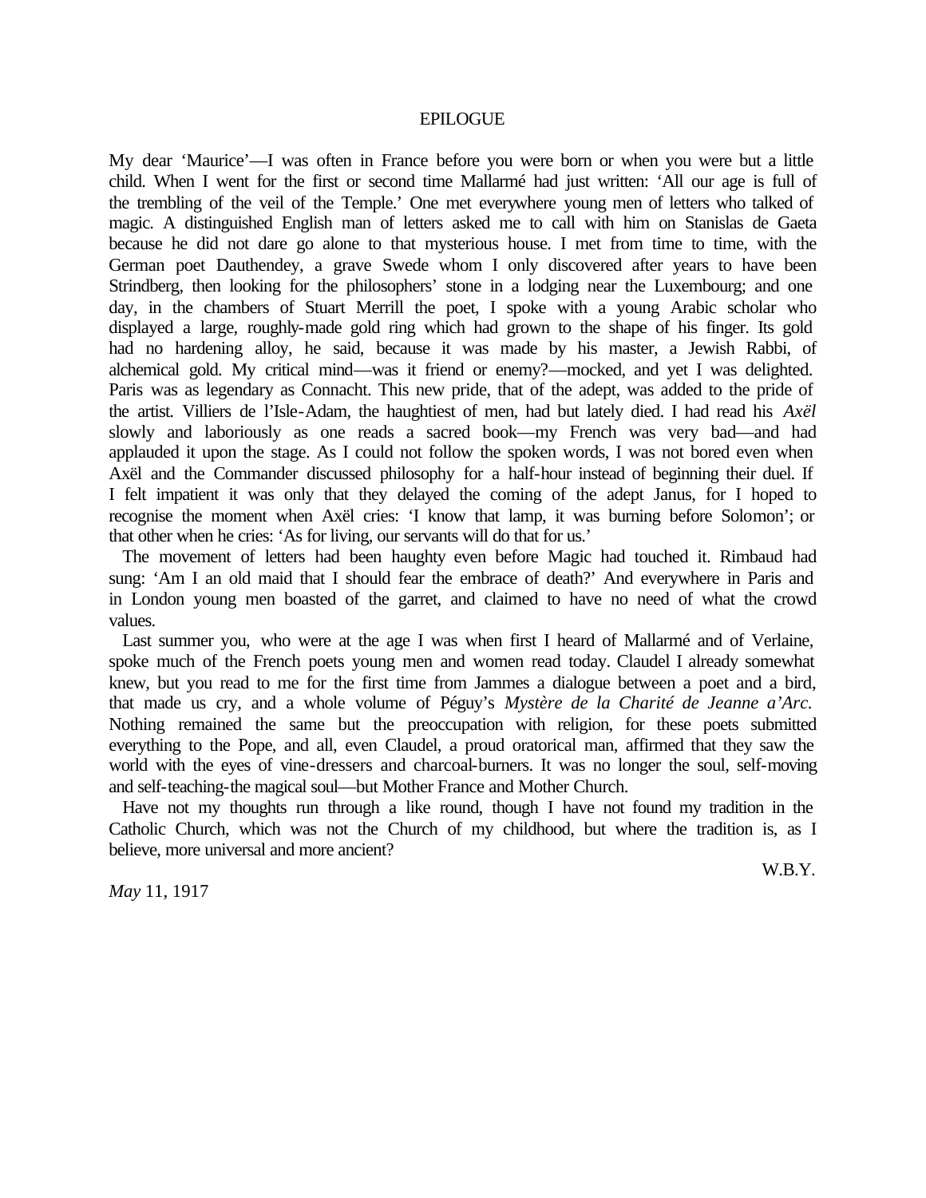# EPILOGUE

My dear 'Maurice'—I was often in France before you were born or when you were but a little child. When I went for the first or second time Mallarmé had just written: 'All our age is full of the trembling of the veil of the Temple.' One met everywhere young men of letters who talked of magic. A distinguished English man of letters asked me to call with him on Stanislas de Gaeta because he did not dare go alone to that mysterious house. I met from time to time, with the German poet Dauthendey, a grave Swede whom I only discovered after years to have been Strindberg, then looking for the philosophers' stone in a lodging near the Luxembourg; and one day, in the chambers of Stuart Merrill the poet, I spoke with a young Arabic scholar who displayed a large, roughly-made gold ring which had grown to the shape of his finger. Its gold had no hardening alloy, he said, because it was made by his master, a Jewish Rabbi, of alchemical gold. My critical mind—was it friend or enemy?—mocked, and yet I was delighted. Paris was as legendary as Connacht. This new pride, that of the adept, was added to the pride of the artist. Villiers de l'Isle-Adam, the haughtiest of men, had but lately died. I had read his *Axël* slowly and laboriously as one reads a sacred book—my French was very bad—and had applauded it upon the stage. As I could not follow the spoken words, I was not bored even when Axël and the Commander discussed philosophy for a half-hour instead of beginning their duel. If I felt impatient it was only that they delayed the coming of the adept Janus, for I hoped to recognise the moment when Axël cries: 'I know that lamp, it was burning before Solomon'; or that other when he cries: 'As for living, our servants will do that for us.'

The movement of letters had been haughty even before Magic had touched it. Rimbaud had sung: 'Am I an old maid that I should fear the embrace of death?' And everywhere in Paris and in London young men boasted of the garret, and claimed to have no need of what the crowd values.

Last summer you, who were at the age I was when first I heard of Mallarmé and of Verlaine, spoke much of the French poets young men and women read today. Claudel I already somewhat knew, but you read to me for the first time from Jammes a dialogue between a poet and a bird, that made us cry, and a whole volume of Péguy's *Mystère de la Charité de Jeanne a'Arc.* Nothing remained the same but the preoccupation with religion, for these poets submitted everything to the Pope, and all, even Claudel, a proud oratorical man, affirmed that they saw the world with the eyes of vine-dressers and charcoal-burners. It was no longer the soul, self-moving and self-teaching-the magical soul—but Mother France and Mother Church.

Have not my thoughts run through a like round, though I have not found my tradition in the Catholic Church, which was not the Church of my childhood, but where the tradition is, as I believe, more universal and more ancient?

W.B.Y.

*May* 11, 1917